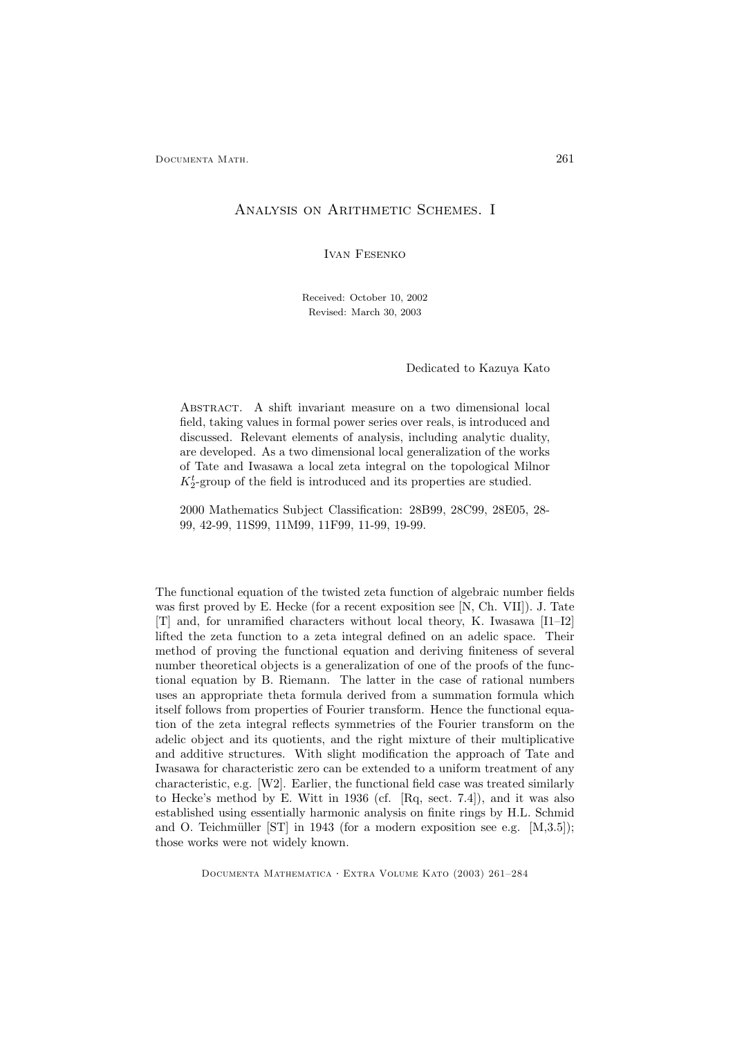# Analysis on Arithmetic Schemes. I

Ivan Fesenko

Received: October 10, 2002

Revised: March 30, 2003

Dedicated to Kazuya Kato

Abstract. A shift invariant measure on a two dimensional local field, taking values in formal power series over reals, is introduced and discussed. Relevant elements of analysis, including analytic duality, are developed. As a two dimensional local generalization of the works of Tate and Iwasawa a local zeta integral on the topological Milnor $K_2^t$-group of the field is introduced and its properties are studied.

2000 Mathematics Subject Classification: 28B99, 28C99, 28E05, 28-99, 42-99, 11S99, 11M99, 11F99, 11-99, 19-99.

The functional equation of the twisted zeta function of algebraic number fields was first proved by E. Hecke (for a recent exposition see [N, Ch. VII]). J. Tate [T] and, for unramified characters without local theory, K. Iwasawa [I1–I2] lifted the zeta function to a zeta integral defined on an adelic space. Their method of proving the functional equation and deriving finiteness of several number theoretical objects is a generalization of one of the proofs of the functional equation by B. Riemann. The latter in the case of rational numbers uses an appropriate theta formula derived from a summation formula which itself follows from properties of Fourier transform. Hence the functional equation of the zeta integral reflects symmetries of the Fourier transform on the adelic object and its quotients, and the right mixture of their multiplicative and additive structures. With slight modification the approach of Tate and Iwasawa for characteristic zero can be extended to a uniform treatment of any characteristic, e.g. [W2]. Earlier, the functional field case was treated similarly to Hecke's method by E. Witt in 1936 (cf. [Rq, sect. 7.4]), and it was also established using essentially harmonic analysis on finite rings by H.L. Schmid and O. Teichmüller [ST] in 1943 (for a modern exposition see e.g. [M,3.5]); those works were not widely known.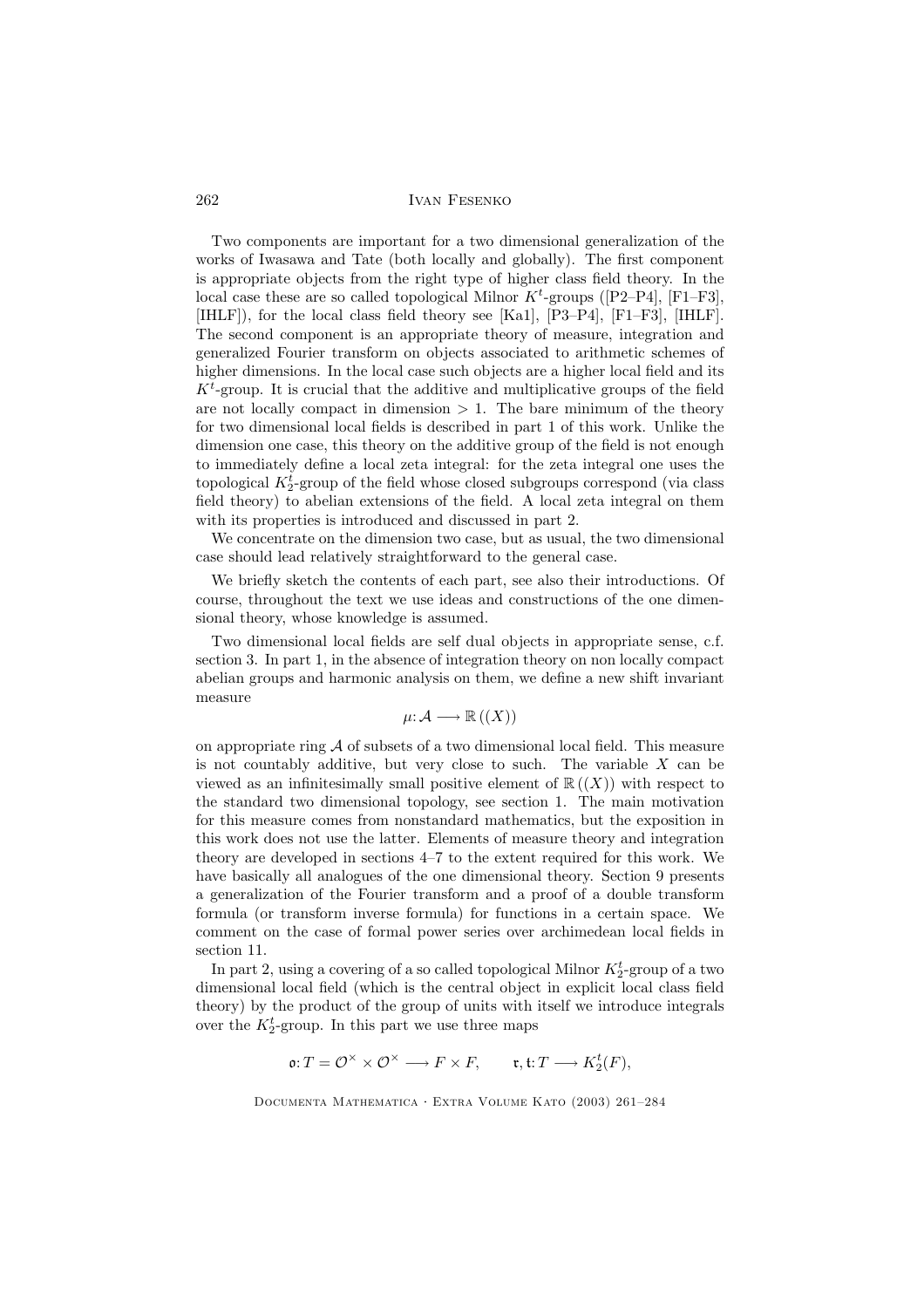Two components are important for a two dimensional generalization of the works of Iwasawa and Tate (both locally and globally). The first component is appropriate objects from the right type of higher class field theory. In the local case these are so called topological Milnor $K^t$-groups ([P2–P4], [F1–F3], [IHLF]), for the local class field theory see [Ka1], [P3–P4], [F1–F3], [IHLF]. The second component is an appropriate theory of measure, integration and generalized Fourier transform on objects associated to arithmetic schemes of higher dimensions. In the local case such objects are a higher local field and its $K^t$-group. It is crucial that the additive and multiplicative groups of the field are not locally compact in dimension $> 1$. The bare minimum of the theory for two dimensional local fields is described in part 1 of this work. Unlike the dimension one case, this theory on the additive group of the field is not enough to immediately define a local zeta integral: for the zeta integral one uses the topological $K_2^t$-group of the field whose closed subgroups correspond (via class field theory) to abelian extensions of the field. A local zeta integral on them with its properties is introduced and discussed in part 2.

We concentrate on the dimension two case, but as usual, the two dimensional case should lead relatively straightforward to the general case.

We briefly sketch the contents of each part, see also their introductions. Of course, throughout the text we use ideas and constructions of the one dimensional theory, whose knowledge is assumed.

Two dimensional local fields are self dual objects in appropriate sense, c.f. section 3. In part 1, in the absence of integration theory on non locally compact abelian groups and harmonic analysis on them, we define a new shift invariant measure

$$\mu: \mathcal{A} \longrightarrow \mathbb{R}((X))$$

on appropriate ring $\mathcal{A}$ of subsets of a two dimensional local field. This measure is not countably additive, but very close to such. The variable $X$ can be viewed as an infinitesimally small positive element of $\mathbb{R}((X))$ with respect to the standard two dimensional topology, see section 1. The main motivation for this measure comes from nonstandard mathematics, but the exposition in this work does not use the latter. Elements of measure theory and integration theory are developed in sections 4–7 to the extent required for this work. We have basically all analogues of the one dimensional theory. Section 9 presents a generalization of the Fourier transform and a proof of a double transform formula (or transform inverse formula) for functions in a certain space. We comment on the case of formal power series over archimedean local fields in section 11.

In part 2, using a covering of a so called topological Milnor $K_2^t$-group of a two dimensional local field (which is the central object in explicit local class field theory) by the product of the group of units with itself we introduce integrals over the $K_2^t$-group. In this part we use three maps

$$\mathfrak{o}: T = \mathcal{O}^\times \times \mathcal{O}^\times \longrightarrow F \times F, \qquad \mathfrak{r}, \mathfrak{t}: T \longrightarrow K_2^t(F),$$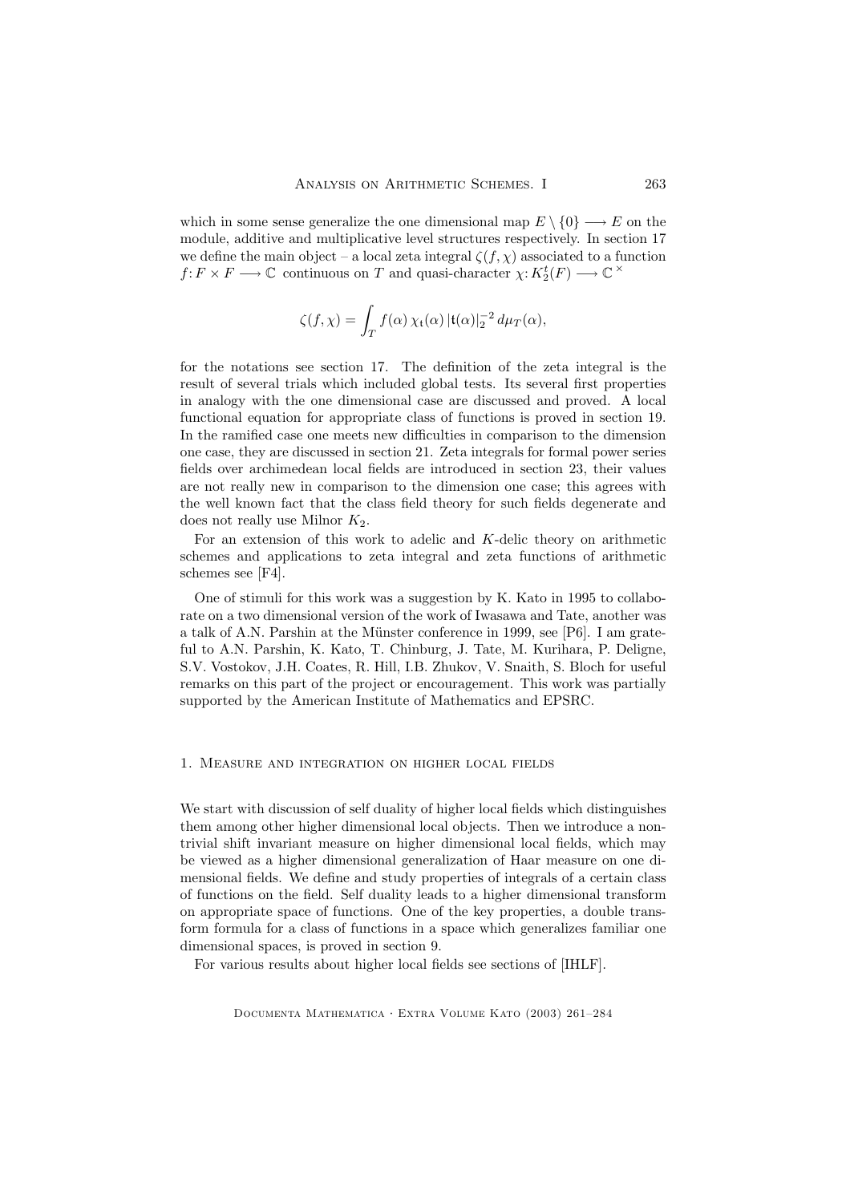which in some sense generalize the one dimensional map $E \setminus \{0\} \longrightarrow E$ on the module, additive and multiplicative level structures respectively. In section 17 we define the main object – a local zeta integral $\zeta(f,\chi)$ associated to a function $f: F \times F \longrightarrow \mathbb{C}$ continuous on $T$ and quasi-character $\chi: K_2^t(F) \longrightarrow \mathbb{C}^\times$

$$\zeta(f,\chi) = \int_T f(\alpha)\, \chi_{\mathfrak{t}}(\alpha)\, |\mathfrak{t}(\alpha)|_2^{-2}\, d\mu_T(\alpha),$$

for the notations see section 17. The definition of the zeta integral is the result of several trials which included global tests. Its several first properties in analogy with the one dimensional case are discussed and proved. A local functional equation for appropriate class of functions is proved in section 19. In the ramified case one meets new difficulties in comparison to the dimension one case, they are discussed in section 21. Zeta integrals for formal power series fields over archimedean local fields are introduced in section 23, their values are not really new in comparison to the dimension one case; this agrees with the well known fact that the class field theory for such fields degenerate and does not really use Milnor $K_2$.

For an extension of this work to adelic and $K$-delic theory on arithmetic schemes and applications to zeta integral and zeta functions of arithmetic schemes see [F4].

One of stimuli for this work was a suggestion by K. Kato in 1995 to collaborate on a two dimensional version of the work of Iwasawa and Tate, another was a talk of A.N. Parshin at the Münster conference in 1999, see [P6]. I am grateful to A.N. Parshin, K. Kato, T. Chinburg, J. Tate, M. Kurihara, P. Deligne, S.V. Vostokov, J.H. Coates, R. Hill, I.B. Zhukov, V. Snaith, S. Bloch for useful remarks on this part of the project or encouragement. This work was partially supported by the American Institute of Mathematics and EPSRC.

## 1. Measure and integration on higher local fields

We start with discussion of self duality of higher local fields which distinguishes them among other higher dimensional local objects. Then we introduce a nontrivial shift invariant measure on higher dimensional local fields, which may be viewed as a higher dimensional generalization of Haar measure on one dimensional fields. We define and study properties of integrals of a certain class of functions on the field. Self duality leads to a higher dimensional transform on appropriate space of functions. One of the key properties, a double transform formula for a class of functions in a space which generalizes familiar one dimensional spaces, is proved in section 9.

For various results about higher local fields see sections of [IHLF].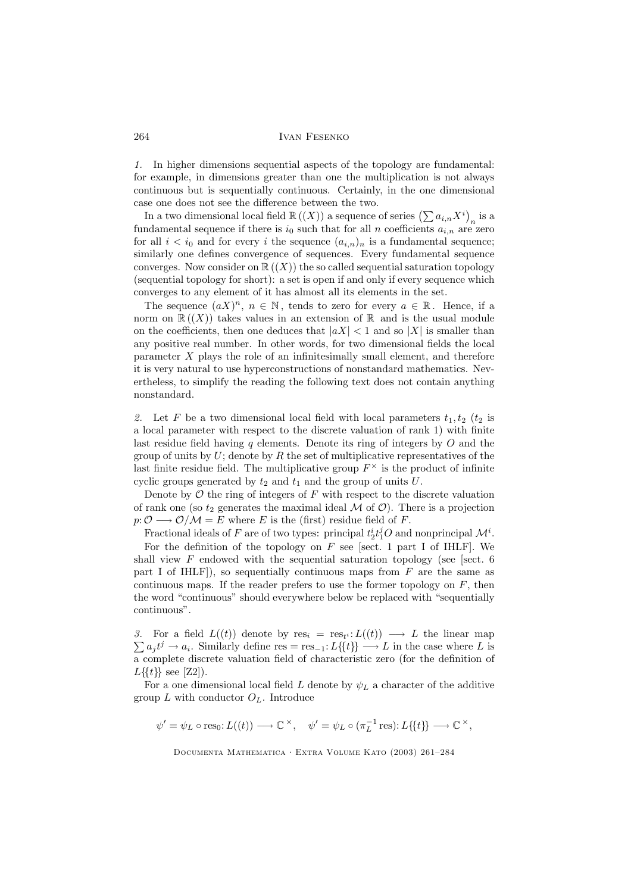*1.* In higher dimensions sequential aspects of the topology are fundamental: for example, in dimensions greater than one the multiplication is not always continuous but is sequentially continuous. Certainly, in the one dimensional case one does not see the difference between the two.

In a two dimensional local field $\mathbb{R}((X))$ a sequence of series $\left(\sum a_{i,n} X^i\right)_n$ is a fundamental sequence if there is $i_0$ such that for all $n$ coefficients $a_{i,n}$ are zero for all $i < i_0$ and for every $i$ the sequence $(a_{i,n})_n$ is a fundamental sequence; similarly one defines convergence of sequences. Every fundamental sequence converges. Now consider on $\mathbb{R}((X))$ the so called sequential saturation topology (sequential topology for short): a set is open if and only if every sequence which converges to any element of it has almost all its elements in the set.

The sequence $(aX)^n$, $n \in \mathbb{N}$, tends to zero for every $a \in \mathbb{R}$. Hence, if a norm on $\mathbb{R}((X))$ takes values in an extension of $\mathbb{R}$ and is the usual module on the coefficients, then one deduces that $|aX| < 1$ and so $|X|$ is smaller than any positive real number. In other words, for two dimensional fields the local parameter $X$ plays the role of an infinitesimally small element, and therefore it is very natural to use hyperconstructions of nonstandard mathematics. Nevertheless, to simplify the reading the following text does not contain anything nonstandard.

*2.* Let $F$ be a two dimensional local field with local parameters $t_1, t_2$ ($t_2$ is a local parameter with respect to the discrete valuation of rank 1) with finite last residue field having $q$ elements. Denote its ring of integers by $O$ and the group of units by $U$; denote by $R$ the set of multiplicative representatives of the last finite residue field. The multiplicative group $F^\times$ is the product of infinite cyclic groups generated by $t_2$ and $t_1$ and the group of units $U$.

Denote by $\mathcal{O}$ the ring of integers of $F$ with respect to the discrete valuation of rank one (so $t_2$ generates the maximal ideal $\mathcal{M}$ of $\mathcal{O}$). There is a projection $p\colon \mathcal{O} \longrightarrow \mathcal{O}/\mathcal{M} = E$ where $E$ is the (first) residue field of $F$.

Fractional ideals of $F$ are of two types: principal $t_2^i t_1^j O$ and nonprincipal $\mathcal{M}^i$.

For the definition of the topology on $F$ see [sect. 1 part I of IHLF]. We shall view $F$ endowed with the sequential saturation topology (see [sect. 6 part I of IHLF]), so sequentially continuous maps from $F$ are the same as continuous maps. If the reader prefers to use the former topology on $F$, then the word "continuous" should everywhere below be replaced with "sequentially continuous".

*3.* For a field $L((t))$ denote by $\operatorname{res}_i = \operatorname{res}_{t^i}\colon L((t)) \longrightarrow L$ the linear map $\sum a_j t^j \to a_i$. Similarly define $\operatorname{res} = \operatorname{res}_{-1}\colon L\{\{t\}\} \longrightarrow L$ in the case where $L$ is a complete discrete valuation field of characteristic zero (for the definition of $L\{\{t\}\}$ see [Z2]).

For a one dimensional local field $L$ denote by $\psi_L$ a character of the additive group $L$ with conductor $O_L$. Introduce

$$\psi' = \psi_L \circ \operatorname{res}_0\colon L((t)) \longrightarrow \mathbb{C}^\times, \quad \psi' = \psi_L \circ (\pi_L^{-1} \operatorname{res})\colon L\{\{t\}\} \longrightarrow \mathbb{C}^\times,$$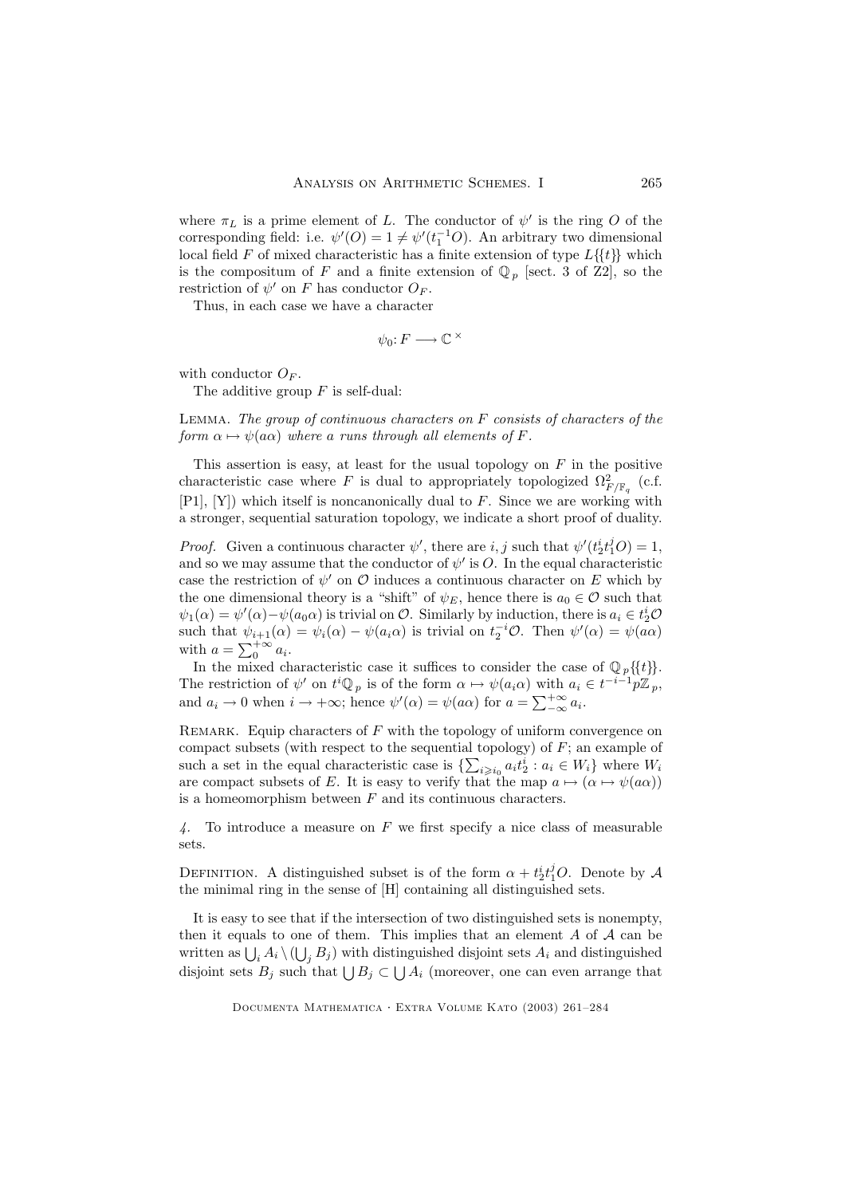where $\pi_L$ is a prime element of $L$. The conductor of $\psi'$ is the ring $O$ of the corresponding field: i.e. $\psi'(O) = 1 \neq \psi'(t_1^{-1}O)$. An arbitrary two dimensional local field $F$ of mixed characteristic has a finite extension of type $L\{\{t\}\}$ which is the compositum of $F$ and a finite extension of $\mathbb{Q}_p$ [sect. 3 of Z2], so the restriction of $\psi'$ on $F$ has conductor $O_F$.

Thus, in each case we have a character

$$\psi_0 : F \longrightarrow \mathbb{C}^\times$$

with conductor $O_F$.

The additive group $F$ is self-dual:

Lemma. *The group of continuous characters on $F$ consists of characters of the form $\alpha \mapsto \psi(a\alpha)$ where $a$ runs through all elements of $F$.*

This assertion is easy, at least for the usual topology on $F$ in the positive characteristic case where $F$ is dual to appropriately topologized $\Omega^2_{F/\mathbb{F}_q}$ (c.f. [P1], [Y]) which itself is noncanonically dual to $F$. Since we are working with a stronger, sequential saturation topology, we indicate a short proof of duality.

*Proof.* Given a continuous character $\psi'$, there are $i, j$ such that $\psi'(t_2^i t_1^j O) = 1$, and so we may assume that the conductor of $\psi'$ is $O$. In the equal characteristic case the restriction of $\psi'$ on $\mathcal{O}$ induces a continuous character on $E$ which by the one dimensional theory is a "shift" of $\psi_E$, hence there is $a_0 \in \mathcal{O}$ such that $\psi_1(\alpha) = \psi'(\alpha) - \psi(a_0\alpha)$ is trivial on $\mathcal{O}$. Similarly by induction, there is $a_i \in t_2^i\mathcal{O}$ such that $\psi_{i+1}(\alpha) = \psi_i(\alpha) - \psi(a_i\alpha)$ is trivial on $t_2^{-i}\mathcal{O}$. Then $\psi'(\alpha) = \psi(a\alpha)$ with $a = \sum_0^{+\infty} a_i$.

In the mixed characteristic case it suffices to consider the case of $\mathbb{Q}_p\{\{t\}\}$. The restriction of $\psi'$ on $t^i\mathbb{Q}_p$ is of the form $\alpha \mapsto \psi(a_i\alpha)$ with $a_i \in t^{-i-1}p\mathbb{Z}_p$, and $a_i \to 0$ when $i \to +\infty$; hence $\psi'(\alpha) = \psi(a\alpha)$ for $a = \sum_{-\infty}^{+\infty} a_i$.

Remark. Equip characters of $F$ with the topology of uniform convergence on compact subsets (with respect to the sequential topology) of $F$; an example of such a set in the equal characteristic case is $\{\sum_{i \geqslant i_0} a_i t_2^i : a_i \in W_i\}$ where $W_i$ are compact subsets of $E$. It is easy to verify that the map $a \mapsto (\alpha \mapsto \psi(a\alpha))$ is a homeomorphism between $F$ and its continuous characters.

*4.* To introduce a measure on $F$ we first specify a nice class of measurable sets.

Definition. A distinguished subset is of the form $\alpha + t_2^i t_1^j O$. Denote by $\mathcal{A}$ the minimal ring in the sense of [H] containing all distinguished sets.

It is easy to see that if the intersection of two distinguished sets is nonempty, then it equals to one of them. This implies that an element $A$ of $\mathcal{A}$ can be written as $\bigcup_i A_i \setminus (\bigcup_j B_j)$ with distinguished disjoint sets $A_i$ and distinguished disjoint sets $B_j$ such that $\bigcup B_j \subset \bigcup A_i$ (moreover, one can even arrange that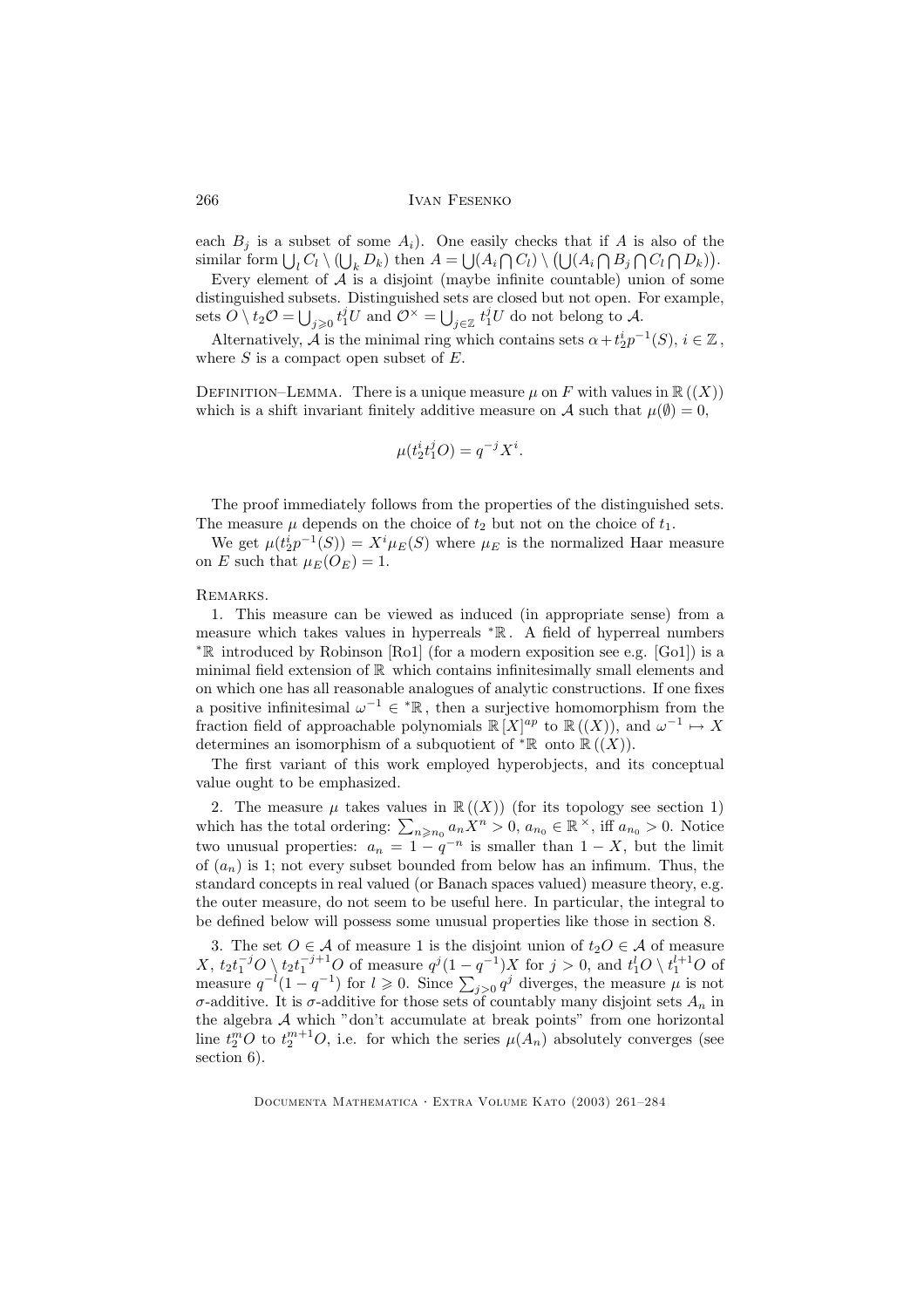each $B_j$ is a subset of some $A_i$). One easily checks that if $A$ is also of the similar form $\bigcup_l C_l \setminus (\bigcup_k D_k)$ then $A = \bigcup (A_i \bigcap C_l) \setminus \big(\bigcup (A_i \bigcap B_j \bigcap C_l \bigcap D_k)\big)$.

Every element of $\mathcal{A}$ is a disjoint (maybe infinite countable) union of some distinguished subsets. Distinguished sets are closed but not open. For example, sets $O \setminus t_2\mathcal{O} = \bigcup_{j \geqslant 0} t_1^j U$ and $\mathcal{O}^\times = \bigcup_{j \in \mathbb{Z}} t_1^j U$ do not belong to $\mathcal{A}$.

Alternatively, $\mathcal{A}$ is the minimal ring which contains sets $\alpha + t_2^i p^{-1}(S)$, $i \in \mathbb{Z}$, where $S$ is a compact open subset of $E$.

Definition–Lemma. There is a unique measure $\mu$ on $F$ with values in $\mathbb{R}((X))$ which is a shift invariant finitely additive measure on $\mathcal{A}$ such that $\mu(\emptyset) = 0$,

$$\mu(t_2^i t_1^j O) = q^{-j} X^i.$$

The proof immediately follows from the properties of the distinguished sets. The measure $\mu$ depends on the choice of $t_2$ but not on the choice of $t_1$.

We get $\mu(t_2^i p^{-1}(S)) = X^i \mu_E(S)$ where $\mu_E$ is the normalized Haar measure on $E$ such that $\mu_E(O_E) = 1$.

Remarks.

1. This measure can be viewed as induced (in appropriate sense) from a measure which takes values in hyperreals ${}^*\mathbb{R}$. A field of hyperreal numbers ${}^*\mathbb{R}$ introduced by Robinson [Ro1] (for a modern exposition see e.g. [Go1]) is a minimal field extension of $\mathbb{R}$ which contains infinitesimally small elements and on which one has all reasonable analogues of analytic constructions. If one fixes a positive infinitesimal $\omega^{-1} \in {}^*\mathbb{R}$, then a surjective homomorphism from the fraction field of approachable polynomials $\mathbb{R}[X]^{ap}$ to $\mathbb{R}((X))$, and $\omega^{-1} \mapsto X$ determines an isomorphism of a subquotient of ${}^*\mathbb{R}$ onto $\mathbb{R}((X))$.

The first variant of this work employed hyperobjects, and its conceptual value ought to be emphasized.

2. The measure $\mu$ takes values in $\mathbb{R}((X))$ (for its topology see section 1) which has the total ordering: $\sum_{n \geqslant n_0} a_n X^n > 0$, $a_{n_0} \in \mathbb{R}^\times$, iff $a_{n_0} > 0$. Notice two unusual properties: $a_n = 1 - q^{-n}$ is smaller than $1 - X$, but the limit of $(a_n)$ is 1; not every subset bounded from below has an infimum. Thus, the standard concepts in real valued (or Banach spaces valued) measure theory, e.g. the outer measure, do not seem to be useful here. In particular, the integral to be defined below will possess some unusual properties like those in section 8.

3. The set $O \in \mathcal{A}$ of measure 1 is the disjoint union of $t_2 O \in \mathcal{A}$ of measure $X$, $t_2 t_1^{-j} O \setminus t_2 t_1^{-j+1} O$ of measure $q^j(1 - q^{-1})X$ for $j > 0$, and $t_1^l O \setminus t_1^{l+1} O$ of measure $q^{-l}(1 - q^{-1})$ for $l \geqslant 0$. Since $\sum_{j>0} q^j$ diverges, the measure $\mu$ is not $\sigma$-additive. It is $\sigma$-additive for those sets of countably many disjoint sets $A_n$ in the algebra $\mathcal{A}$ which "don't accumulate at break points" from one horizontal line $t_2^m O$ to $t_2^{m+1} O$, i.e. for which the series $\mu(A_n)$ absolutely converges (see section 6).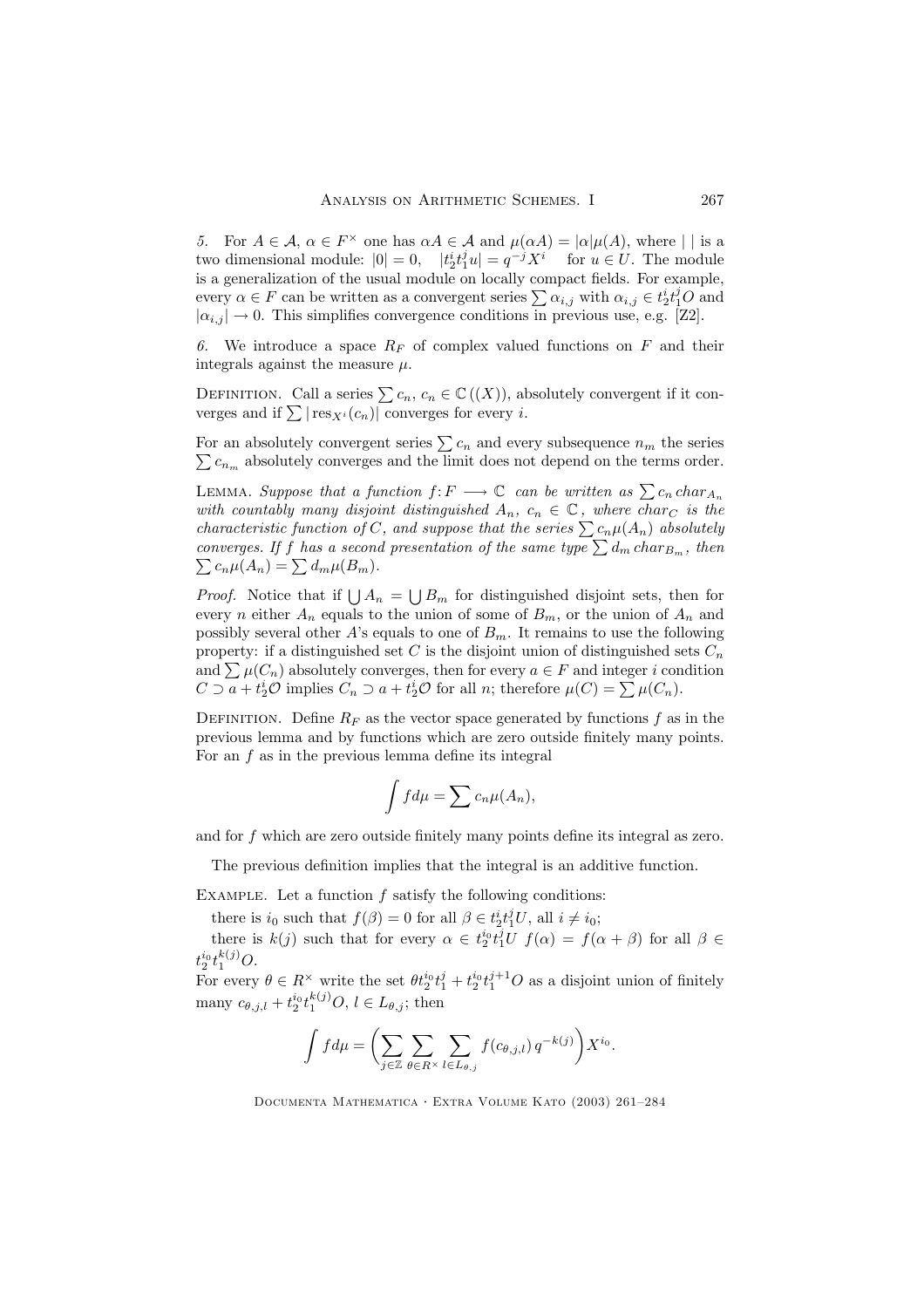*5.* For $A \in \mathcal{A}$, $\alpha \in F^\times$ one has $\alpha A \in \mathcal{A}$ and $\mu(\alpha A) = |\alpha|\mu(A)$, where $|\ |$ is a two dimensional module: $|0| = 0$, $\quad |t_2^i t_1^j u| = q^{-j} X^i \quad$ for $u \in U$. The module is a generalization of the usual module on locally compact fields. For example, every $\alpha \in F$ can be written as a convergent series $\sum \alpha_{i,j}$ with $\alpha_{i,j} \in t_2^i t_1^j O$ and $|\alpha_{i,j}| \to 0$. This simplifies convergence conditions in previous use, e.g. [Z2].

*6.* We introduce a space $R_F$ of complex valued functions on $F$ and their integrals against the measure $\mu$.

Definition. Call a series $\sum c_n$, $c_n \in \mathbb{C}((X))$, absolutely convergent if it converges and if $\sum |\operatorname{res}_{X^i}(c_n)|$ converges for every $i$.

For an absolutely convergent series $\sum c_n$ and every subsequence $n_m$ the series $\sum c_{n_m}$ absolutely converges and the limit does not depend on the terms order.

Lemma. *Suppose that a function $f\colon F \longrightarrow \mathbb{C}$ can be written as $\sum c_n \, char_{A_n}$ with countably many disjoint distinguished $A_n$, $c_n \in \mathbb{C}$, where $char_C$ is the characteristic function of $C$, and suppose that the series $\sum c_n \mu(A_n)$ absolutely converges. If $f$ has a second presentation of the same type $\sum d_m \, char_{B_m}$, then $\sum c_n \mu(A_n) = \sum d_m \mu(B_m)$.*

*Proof.* Notice that if $\bigcup A_n = \bigcup B_m$ for distinguished disjoint sets, then for every $n$ either $A_n$ equals to the union of some of $B_m$, or the union of $A_n$ and possibly several other $A$'s equals to one of $B_m$. It remains to use the following property: if a distinguished set $C$ is the disjoint union of distinguished sets $C_n$ and $\sum \mu(C_n)$ absolutely converges, then for every $a \in F$ and integer $i$ condition $C \supset a + t_2^i \mathcal{O}$ implies $C_n \supset a + t_2^i \mathcal{O}$ for all $n$; therefore $\mu(C) = \sum \mu(C_n)$.

Definition. Define $R_F$ as the vector space generated by functions $f$ as in the previous lemma and by functions which are zero outside finitely many points. For an $f$ as in the previous lemma define its integral

$$\int f d\mu = \sum c_n \mu(A_n),$$

and for $f$ which are zero outside finitely many points define its integral as zero.

The previous definition implies that the integral is an additive function.

Example. Let a function $f$ satisfy the following conditions:

there is $i_0$ such that $f(\beta) = 0$ for all $\beta \in t_2^i t_1^j U$, all $i \neq i_0$;

there is $k(j)$ such that for every $\alpha \in t_2^{i_0} t_1^j U$ $f(\alpha) = f(\alpha + \beta)$ for all $\beta \in t_2^{i_0} t_1^{k(j)} O$.

For every $\theta \in R^\times$ write the set $\theta t_2^{i_0} t_1^j + t_2^{i_0} t_1^{j+1} O$ as a disjoint union of finitely many $c_{\theta,j,l} + t_2^{i_0} t_1^{k(j)} O$, $l \in L_{\theta,j}$; then

$$\int f d\mu = \biggl( \sum_{j \in \mathbb{Z}} \sum_{\theta \in R^\times} \sum_{l \in L_{\theta,j}} f(c_{\theta,j,l}) \, q^{-k(j)} \biggr) X^{i_0}.$$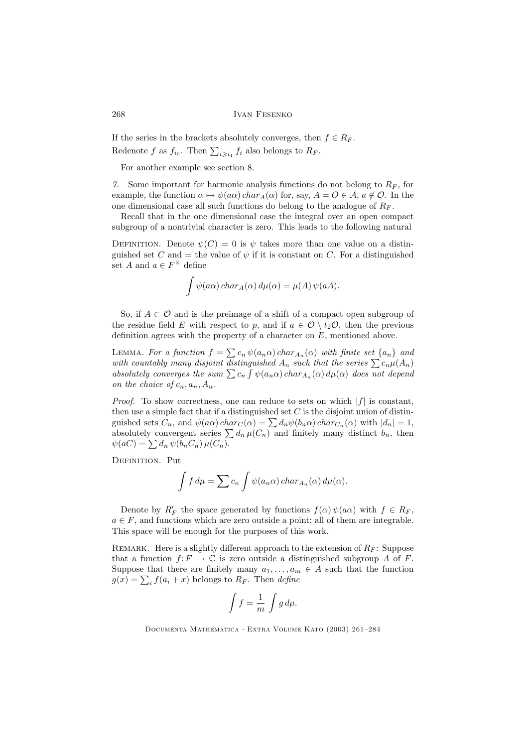If the series in the brackets absolutely converges, then $f \in R_F$.

Redenote $f$ as $f_{i_0}$. Then $\sum_{i \geqslant i_1} f_i$ also belongs to $R_F$.

For another example see section 8.

*7.* Some important for harmonic analysis functions do not belong to $R_F$, for example, the function $\alpha \mapsto \psi(a\alpha)\, char_A(\alpha)$ for, say, $A = O \in \mathcal{A}$, $a \notin \mathcal{O}$. In the one dimensional case all such functions do belong to the analogue of $R_F$.

Recall that in the one dimensional case the integral over an open compact subgroup of a nontrivial character is zero. This leads to the following natural

Definition. Denote $\psi(C) = 0$ is $\psi$ takes more than one value on a distinguished set $C$ and $=$ the value of $\psi$ if it is constant on $C$. For a distinguished set $A$ and $a \in F^\times$ define

$$\int \psi(a\alpha)\, char_A(\alpha)\, d\mu(\alpha) = \mu(A)\, \psi(aA).$$

So, if $A \subset \mathcal{O}$ and is the preimage of a shift of a compact open subgroup of the residue field $E$ with respect to $p$, and if $a \in \mathcal{O} \setminus t_2\mathcal{O}$, then the previous definition agrees with the property of a character on $E$, mentioned above.

Lemma. *For a function $f = \sum c_n\, \psi(a_n\alpha)\, char_{A_n}(\alpha)$ with finite set $\{a_n\}$ and with countably many disjoint distinguished $A_n$ such that the series $\sum c_n \mu(A_n)$ absolutely converges the sum $\sum c_n \int \psi(a_n\alpha)\, char_{A_n}(\alpha)\, d\mu(\alpha)$ does not depend on the choice of $c_n, a_n, A_n$.*

*Proof.* To show correctness, one can reduce to sets on which $|f|$ is constant, then use a simple fact that if a distinguished set $C$ is the disjoint union of distinguished sets $C_n$, and $\psi(a\alpha)\, char_C(\alpha) = \sum d_n \psi(b_n\alpha)\, char_{C_n}(\alpha)$ with $|d_n| = 1$, absolutely convergent series $\sum d_n\, \mu(C_n)$ and finitely many distinct $b_n$, then $\psi(aC) = \sum d_n\, \psi(b_n C_n)\, \mu(C_n)$.

Definition. Put

$$\int f\, d\mu = \sum c_n \int \psi(a_n\alpha)\, char_{A_n}(\alpha)\, d\mu(\alpha).$$

Denote by $R'_F$ the space generated by functions $f(\alpha)\, \psi(a\alpha)$ with $f \in R_F$, $a \in F$, and functions which are zero outside a point; all of them are integrable. This space will be enough for the purposes of this work.

Remark. Here is a slightly different approach to the extension of $R_F$: Suppose that a function $f\colon F \to \mathbb{C}$ is zero outside a distinguished subgroup $A$ of $F$. Suppose that there are finitely many $a_1, \dots, a_m \in A$ such that the function $g(x) = \sum_i f(a_i + x)$ belongs to $R_F$. Then *define*

$$\int f = \frac{1}{m} \int g\, d\mu.$$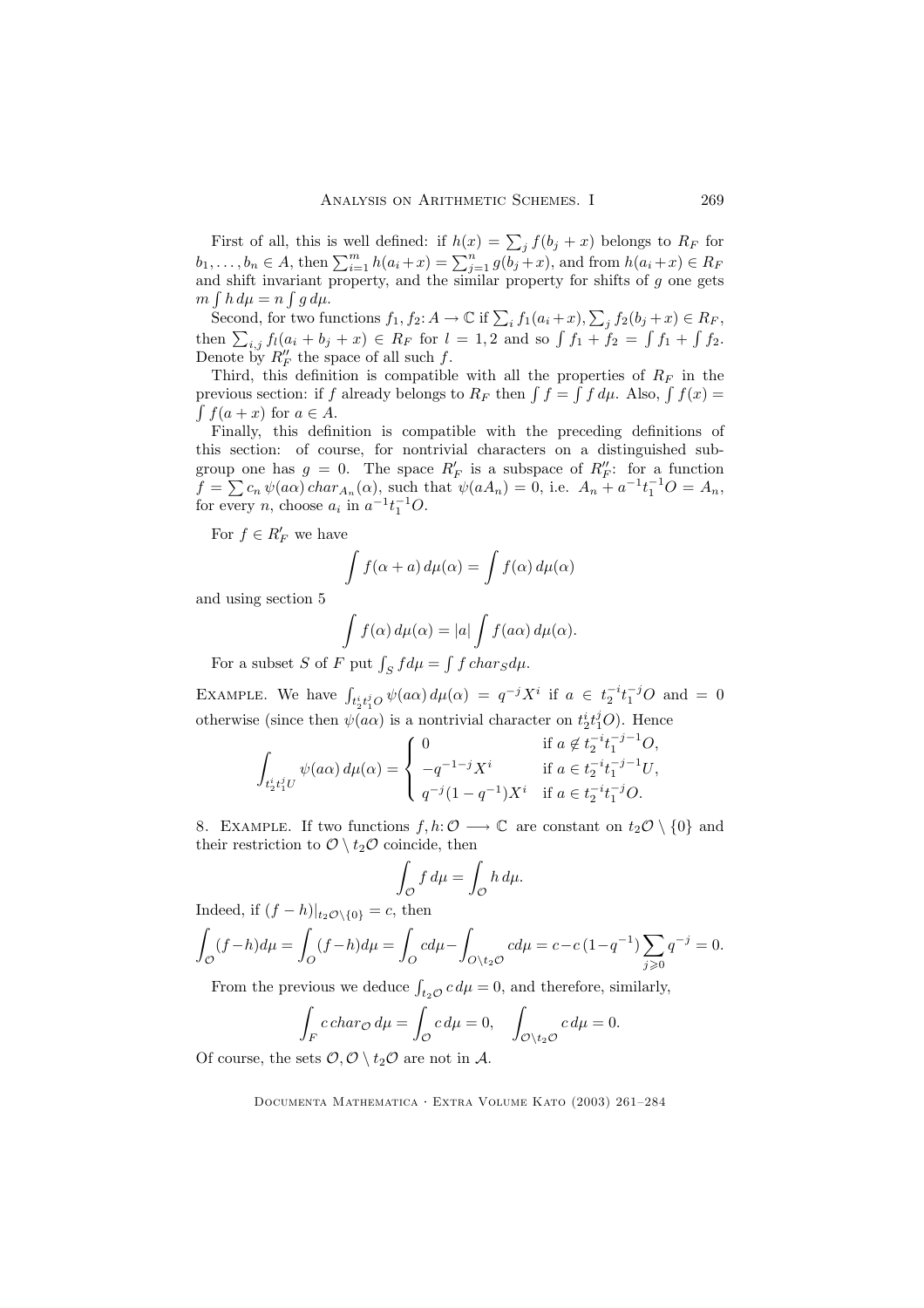First of all, this is well defined: if $h(x) = \sum_j f(b_j + x)$ belongs to $R_F$ for $b_1, \dots, b_n \in A$, then $\sum_{i=1}^m h(a_i + x) = \sum_{j=1}^n g(b_j + x)$, and from $h(a_i + x) \in R_F$ and shift invariant property, and the similar property for shifts of $g$ one gets $m \int h\, d\mu = n \int g\, d\mu$.

Second, for two functions $f_1, f_2 \colon A \to \mathbb{C}$ if $\sum_i f_1(a_i + x), \sum_j f_2(b_j + x) \in R_F$, then $\sum_{i,j} f_l(a_i + b_j + x) \in R_F$ for $l = 1, 2$ and so $\int f_1 + f_2 = \int f_1 + \int f_2$. Denote by $R''_F$ the space of all such $f$.

Third, this definition is compatible with all the properties of $R_F$ in the previous section: if $f$ already belongs to $R_F$ then $\int f = \int f\, d\mu$. Also, $\int f(x) = \int f(a + x)$ for $a \in A$.

Finally, this definition is compatible with the preceding definitions of this section: of course, for nontrivial characters on a distinguished subgroup one has $g = 0$. The space $R'_F$ is a subspace of $R''_F$: for a function $f = \sum c_n\, \psi(a\alpha)\, char_{A_n}(\alpha)$, such that $\psi(aA_n) = 0$, i.e. $A_n + a^{-1}t_1^{-1}O = A_n$, for every $n$, choose $a_i$ in $a^{-1}t_1^{-1}O$.

For $f \in R'_F$ we have

$$\int f(\alpha + a)\, d\mu(\alpha) = \int f(\alpha)\, d\mu(\alpha)$$

and using section 5

$$\int f(\alpha)\, d\mu(\alpha) = |a| \int f(a\alpha)\, d\mu(\alpha).$$

For a subset $S$ of $F$ put $\int_S f d\mu = \int f\, char_S d\mu$.

Example. We have $\int_{t_2^i t_1^j O} \psi(a\alpha)\, d\mu(\alpha) = q^{-j} X^i$ if $a \in t_2^{-i} t_1^{-j} O$ and $= 0$ otherwise (since then $\psi(a\alpha)$ is a nontrivial character on $t_2^i t_1^j O$). Hence

$$\int_{t_2^i t_1^j U} \psi(a\alpha)\, d\mu(\alpha) = \begin{cases} 0 & \text{if } a \notin t_2^{-i} t_1^{-j-1} O, \\ -q^{-1-j} X^i & \text{if } a \in t_2^{-i} t_1^{-j-1} U, \\ q^{-j}(1 - q^{-1}) X^i & \text{if } a \in t_2^{-i} t_1^{-j} O. \end{cases}$$

8. Example. If two functions $f, h \colon \mathcal{O} \longrightarrow \mathbb{C}$ are constant on $t_2\mathcal{O} \setminus \{0\}$ and their restriction to $\mathcal{O} \setminus t_2\mathcal{O}$ coincide, then

$$\int_{\mathcal{O}} f\, d\mu = \int_{\mathcal{O}} h\, d\mu.$$

Indeed, if $(f - h)|_{t_2\mathcal{O} \setminus \{0\}} = c$, then

$$\int_{\mathcal{O}} (f - h) d\mu = \int_O (f - h) d\mu = \int_O c d\mu - \int_{O \setminus t_2\mathcal{O}} c d\mu = c - c\,(1 - q^{-1}) \sum_{j \geqslant 0} q^{-j} = 0.$$

From the previous we deduce $\int_{t_2\mathcal{O}} c\, d\mu = 0$, and therefore, similarly,

$$\int_F c\, char_{\mathcal{O}}\, d\mu = \int_{\mathcal{O}} c\, d\mu = 0, \quad \int_{\mathcal{O} \setminus t_2\mathcal{O}} c\, d\mu = 0.$$

Of course, the sets $\mathcal{O}, \mathcal{O} \setminus t_2\mathcal{O}$ are not in $\mathcal{A}$.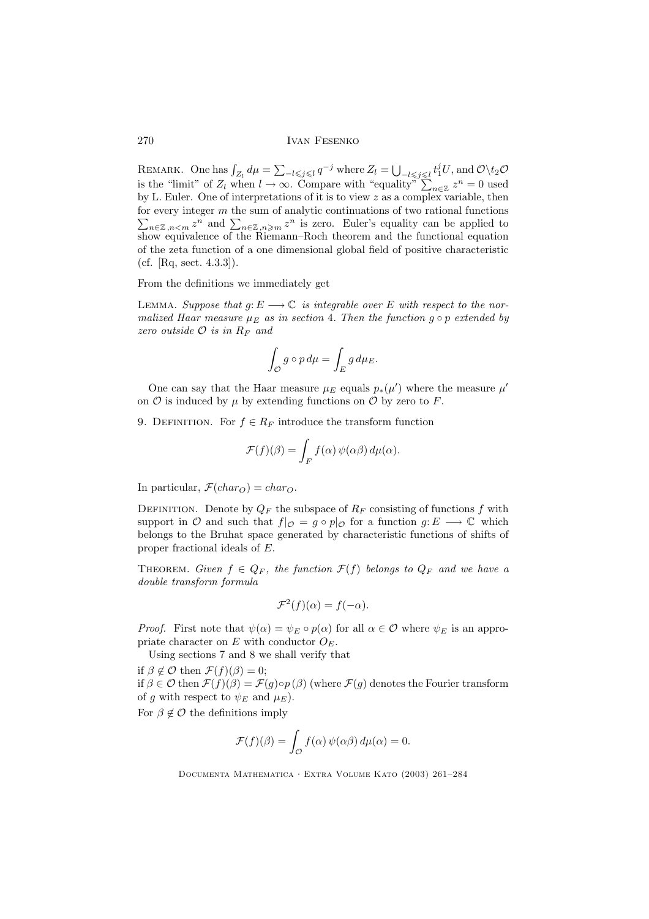Remark. One has $\int_{Z_l} d\mu = \sum_{-l\leqslant j\leqslant l} q^{-j}$ where $Z_l = \bigcup_{-l\leqslant j\leqslant l} t_1^j U$, and $\mathcal{O}\backslash t_2\mathcal{O}$ is the "limit" of $Z_l$ when $l \to \infty$. Compare with "equality" $\sum_{n\in\mathbb{Z}} z^n = 0$ used by L. Euler. One of interpretations of it is to view $z$ as a complex variable, then for every integer $m$ the sum of analytic continuations of two rational functions $\sum_{n\in\mathbb{Z},n<m} z^n$ and $\sum_{n\in\mathbb{Z},n\geqslant m} z^n$ is zero. Euler's equality can be applied to show equivalence of the Riemann–Roch theorem and the functional equation of the zeta function of a one dimensional global field of positive characteristic (cf. [Rq, sect. 4.3.3]).

From the definitions we immediately get

Lemma. *Suppose that $g: E \longrightarrow \mathbb{C}$ is integrable over $E$ with respect to the normalized Haar measure $\mu_E$ as in section 4. Then the function $g \circ p$ extended by zero outside $\mathcal{O}$ is in $R_F$ and*

$$\int_{\mathcal{O}} g\circ p \, d\mu = \int_E g \, d\mu_E.$$

One can say that the Haar measure $\mu_E$ equals $p_*(\mu')$ where the measure $\mu'$ on $\mathcal{O}$ is induced by $\mu$ by extending functions on $\mathcal{O}$ by zero to $F$.

9. Definition. For $f \in R_F$ introduce the transform function

$$\mathcal{F}(f)(\beta) = \int_F f(\alpha)\, \psi(\alpha\beta)\, d\mu(\alpha).$$

In particular, $\mathcal{F}(char_O) = char_O$.

Definition. Denote by $Q_F$ the subspace of $R_F$ consisting of functions $f$ with support in $\mathcal{O}$ and such that $f|_{\mathcal{O}} = g \circ p|_{\mathcal{O}}$ for a function $g: E \longrightarrow \mathbb{C}$ which belongs to the Bruhat space generated by characteristic functions of shifts of proper fractional ideals of $E$.

Theorem. *Given $f \in Q_F$, the function $\mathcal{F}(f)$ belongs to $Q_F$ and we have a double transform formula*

$$\mathcal{F}^2(f)(\alpha) = f(-\alpha).$$

*Proof.* First note that $\psi(\alpha) = \psi_E \circ p(\alpha)$ for all $\alpha \in \mathcal{O}$ where $\psi_E$ is an appropriate character on $E$ with conductor $O_E$.

Using sections 7 and 8 we shall verify that

if $\beta \notin \mathcal{O}$ then $\mathcal{F}(f)(\beta) = 0$;
if $\beta \in \mathcal{O}$ then $\mathcal{F}(f)(\beta) = \mathcal{F}(g)\circ p\,(\beta)$ (where $\mathcal{F}(g)$ denotes the Fourier transform of $g$ with respect to $\psi_E$ and $\mu_E$).
For $\beta \notin \mathcal{O}$ the definitions imply

$$\mathcal{F}(f)(\beta) = \int_{\mathcal{O}} f(\alpha)\, \psi(\alpha\beta)\, d\mu(\alpha) = 0.$$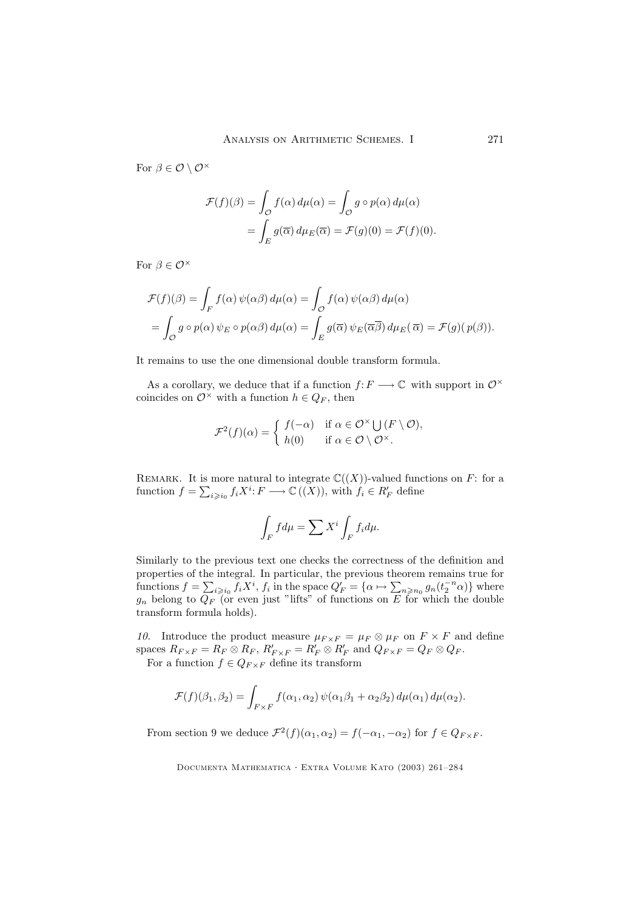For $\beta \in \mathcal{O} \setminus \mathcal{O}^\times$

$$\mathcal{F}(f)(\beta) = \int_{\mathcal{O}} f(\alpha)\, d\mu(\alpha) = \int_{\mathcal{O}} g \circ p(\alpha)\, d\mu(\alpha)$$
$$= \int_E g(\overline{\alpha})\, d\mu_E(\overline{\alpha}) = \mathcal{F}(g)(0) = \mathcal{F}(f)(0).$$

For $\beta \in \mathcal{O}^\times$

$$\mathcal{F}(f)(\beta) = \int_F f(\alpha)\, \psi(\alpha\beta)\, d\mu(\alpha) = \int_{\mathcal{O}} f(\alpha)\, \psi(\alpha\beta)\, d\mu(\alpha)$$
$$= \int_{\mathcal{O}} g \circ p(\alpha)\, \psi_E \circ p(\alpha\beta)\, d\mu(\alpha) = \int_E g(\overline{\alpha})\, \psi_E(\overline{\alpha}\overline{\beta})\, d\mu_E(\,\overline{\alpha}) = \mathcal{F}(g)(\,p(\beta)).$$

It remains to use the one dimensional double transform formula.

As a corollary, we deduce that if a function $f\colon F \longrightarrow \mathbb{C}$ with support in $\mathcal{O}^\times$ coincides on $\mathcal{O}^\times$ with a function $h \in Q_F$, then

$$\mathcal{F}^2(f)(\alpha) = \begin{cases} f(-\alpha) & \text{if } \alpha \in \mathcal{O}^\times \bigcup (F \setminus \mathcal{O}), \\ h(0) & \text{if } \alpha \in \mathcal{O} \setminus \mathcal{O}^\times. \end{cases}$$

Remark. It is more natural to integrate $\mathbb{C}((X))$-valued functions on $F$: for a function $f = \sum_{i \geqslant i_0} f_i X^i \colon F \longrightarrow \mathbb{C}\,((X))$, with $f_i \in R'_F$ define

$$\int_F f d\mu = \sum X^i \int_F f_i d\mu.$$

Similarly to the previous text one checks the correctness of the definition and properties of the integral. In particular, the previous theorem remains true for functions $f = \sum_{i \geqslant i_0} f_i X^i$, $f_i$ in the space $Q'_F = \{\alpha \mapsto \sum_{n \geqslant n_0} g_n(t_2^{-n}\alpha)\}$ where $g_n$ belong to $Q_F$ (or even just "lifts" of functions on $E$ for which the double transform formula holds).

*10.* Introduce the product measure $\mu_{F\times F} = \mu_F \otimes \mu_F$ on $F \times F$ and define spaces $R_{F\times F} = R_F \otimes R_F$, $R'_{F\times F} = R'_F \otimes R'_F$ and $Q_{F\times F} = Q_F \otimes Q_F$.

For a function $f \in Q_{F\times F}$ define its transform

$$\mathcal{F}(f)(\beta_1, \beta_2) = \int_{F\times F} f(\alpha_1, \alpha_2)\, \psi(\alpha_1\beta_1 + \alpha_2\beta_2)\, d\mu(\alpha_1)\, d\mu(\alpha_2).$$

From section 9 we deduce $\mathcal{F}^2(f)(\alpha_1, \alpha_2) = f(-\alpha_1, -\alpha_2)$ for $f \in Q_{F\times F}$.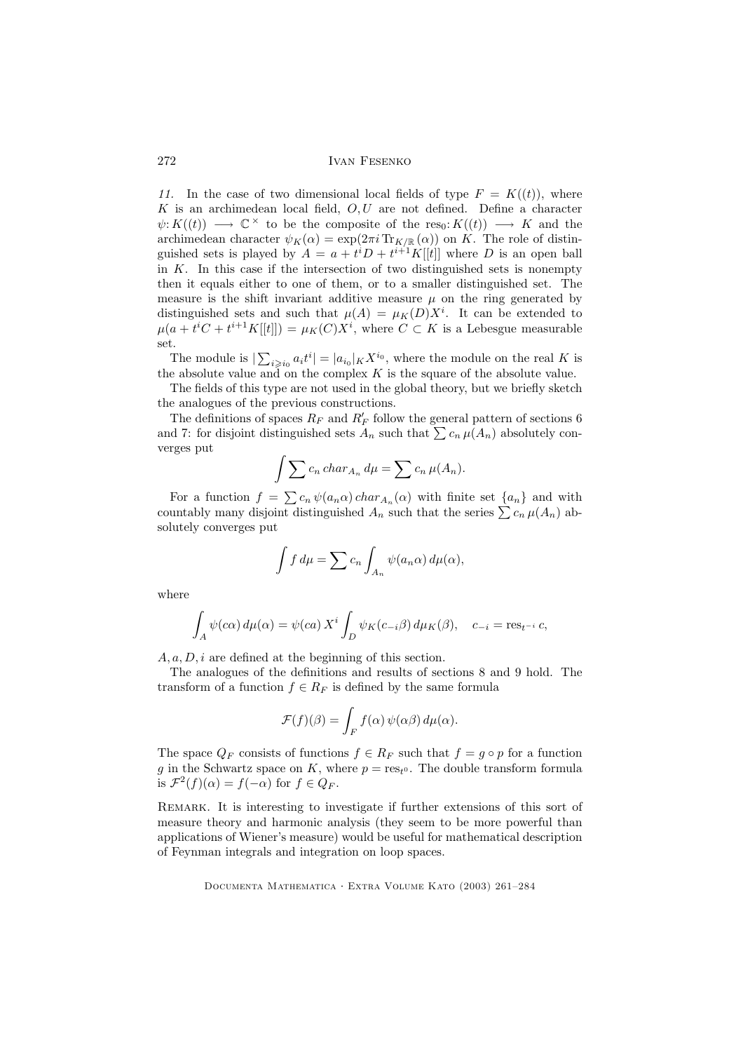*11.* In the case of two dimensional local fields of type $F = K((t))$, where $K$ is an archimedean local field, $O, U$ are not defined. Define a character $\psi\colon K((t)) \longrightarrow \mathbb{C}^\times$ to be the composite of the $\operatorname{res}_0\colon K((t)) \longrightarrow K$ and the archimedean character $\psi_K(\alpha) = \exp(2\pi i \operatorname{Tr}_{K/\mathbb{R}}(\alpha))$ on $K$. The role of distinguished sets is played by $A = a + t^i D + t^{i+1} K[[t]]$ where $D$ is an open ball in $K$. In this case if the intersection of two distinguished sets is nonempty then it equals either to one of them, or to a smaller distinguished set. The measure is the shift invariant additive measure $\mu$ on the ring generated by distinguished sets and such that $\mu(A) = \mu_K(D) X^i$. It can be extended to $\mu(a + t^i C + t^{i+1} K[[t]]) = \mu_K(C) X^i$, where $C \subset K$ is a Lebesgue measurable set.

The module is $|\sum_{i \geqslant i_0} a_i t^i| = |a_{i_0}|_K X^{i_0}$, where the module on the real $K$ is the absolute value and on the complex $K$ is the square of the absolute value.

The fields of this type are not used in the global theory, but we briefly sketch the analogues of the previous constructions.

The definitions of spaces $R_F$ and $R'_F$ follow the general pattern of sections 6 and 7: for disjoint distinguished sets $A_n$ such that $\sum c_n \, \mu(A_n)$ absolutely converges put

$$\int \sum c_n \, char_{A_n} \, d\mu = \sum c_n \, \mu(A_n).$$

For a function $f = \sum c_n \, \psi(a_n \alpha) \, char_{A_n}(\alpha)$ with finite set $\{a_n\}$ and with countably many disjoint distinguished $A_n$ such that the series $\sum c_n \, \mu(A_n)$ absolutely converges put

$$\int f \, d\mu = \sum c_n \int_{A_n} \psi(a_n \alpha) \, d\mu(\alpha),$$

where

$$\int_A \psi(c\alpha) \, d\mu(\alpha) = \psi(ca) \, X^i \int_D \psi_K(c_{-i}\beta) \, d\mu_K(\beta), \quad c_{-i} = \operatorname{res}_{t^{-i}} c,$$

$A, a, D, i$ are defined at the beginning of this section.

The analogues of the definitions and results of sections 8 and 9 hold. The transform of a function $f \in R_F$ is defined by the same formula

$$\mathcal{F}(f)(\beta) = \int_F f(\alpha) \, \psi(\alpha\beta) \, d\mu(\alpha).$$

The space $Q_F$ consists of functions $f \in R_F$ such that $f = g \circ p$ for a function $g$ in the Schwartz space on $K$, where $p = \operatorname{res}_{t^0}$. The double transform formula is $\mathcal{F}^2(f)(\alpha) = f(-\alpha)$ for $f \in Q_F$.

Remark. It is interesting to investigate if further extensions of this sort of measure theory and harmonic analysis (they seem to be more powerful than applications of Wiener's measure) would be useful for mathematical description of Feynman integrals and integration on loop spaces.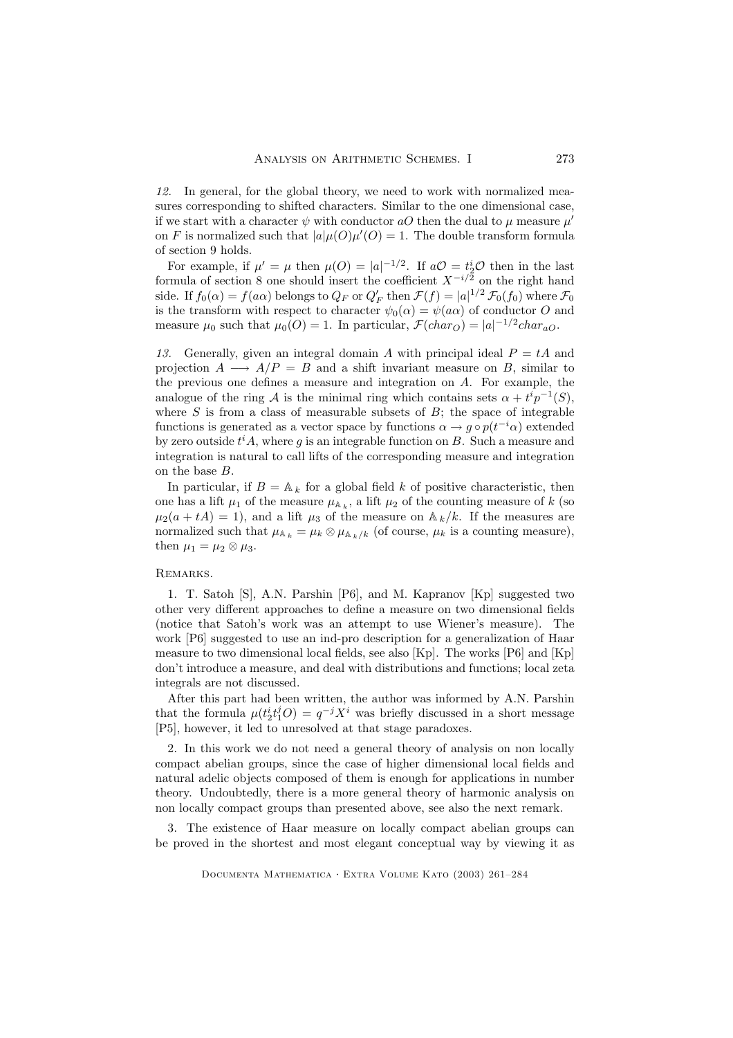*12.* In general, for the global theory, we need to work with normalized measures corresponding to shifted characters. Similar to the one dimensional case, if we start with a character $\psi$ with conductor $aO$ then the dual to $\mu$ measure $\mu'$ on $F$ is normalized such that $|a|\mu(O)\mu'(O) = 1$. The double transform formula of section 9 holds.

For example, if $\mu' = \mu$ then $\mu(O) = |a|^{-1/2}$. If $a\mathcal{O} = t_2^i\mathcal{O}$ then in the last formula of section 8 one should insert the coefficient $X^{-i/2}$ on the right hand side. If $f_0(\alpha) = f(a\alpha)$ belongs to $Q_F$ or $Q'_F$ then $\mathcal{F}(f) = |a|^{1/2}\,\mathcal{F}_0(f_0)$ where $\mathcal{F}_0$ is the transform with respect to character $\psi_0(\alpha) = \psi(a\alpha)$ of conductor $O$ and measure $\mu_0$ such that $\mu_0(O) = 1$. In particular, $\mathcal{F}(char_O) = |a|^{-1/2}char_{aO}$.

*13.* Generally, given an integral domain $A$ with principal ideal $P = tA$ and projection $A \longrightarrow A/P = B$ and a shift invariant measure on $B$, similar to the previous one defines a measure and integration on $A$. For example, the analogue of the ring $\mathcal{A}$ is the minimal ring which contains sets $\alpha + t^i p^{-1}(S)$, where $S$ is from a class of measurable subsets of $B$; the space of integrable functions is generated as a vector space by functions $\alpha \to g \circ p(t^{-i}\alpha)$ extended by zero outside $t^iA$, where $g$ is an integrable function on $B$. Such a measure and integration is natural to call lifts of the corresponding measure and integration on the base $B$.

In particular, if $B = \mathbb{A}_k$ for a global field $k$ of positive characteristic, then one has a lift $\mu_1$ of the measure $\mu_{\mathbb{A}_k}$, a lift $\mu_2$ of the counting measure of $k$ (so $\mu_2(a + tA) = 1$), and a lift $\mu_3$ of the measure on $\mathbb{A}_k/k$. If the measures are normalized such that $\mu_{\mathbb{A}_k} = \mu_k \otimes \mu_{\mathbb{A}_k/k}$ (of course, $\mu_k$ is a counting measure), then $\mu_1 = \mu_2 \otimes \mu_3$.

Remarks.

1. T. Satoh [S], A.N. Parshin [P6], and M. Kapranov [Kp] suggested two other very different approaches to define a measure on two dimensional fields (notice that Satoh's work was an attempt to use Wiener's measure). The work [P6] suggested to use an ind-pro description for a generalization of Haar measure to two dimensional local fields, see also [Kp]. The works [P6] and [Kp] don't introduce a measure, and deal with distributions and functions; local zeta integrals are not discussed.

After this part had been written, the author was informed by A.N. Parshin that the formula $\mu(t_2^i t_1^j O) = q^{-j}X^i$ was briefly discussed in a short message [P5], however, it led to unresolved at that stage paradoxes.

2. In this work we do not need a general theory of analysis on non locally compact abelian groups, since the case of higher dimensional local fields and natural adelic objects composed of them is enough for applications in number theory. Undoubtedly, there is a more general theory of harmonic analysis on non locally compact groups than presented above, see also the next remark.

3. The existence of Haar measure on locally compact abelian groups can be proved in the shortest and most elegant conceptual way by viewing it as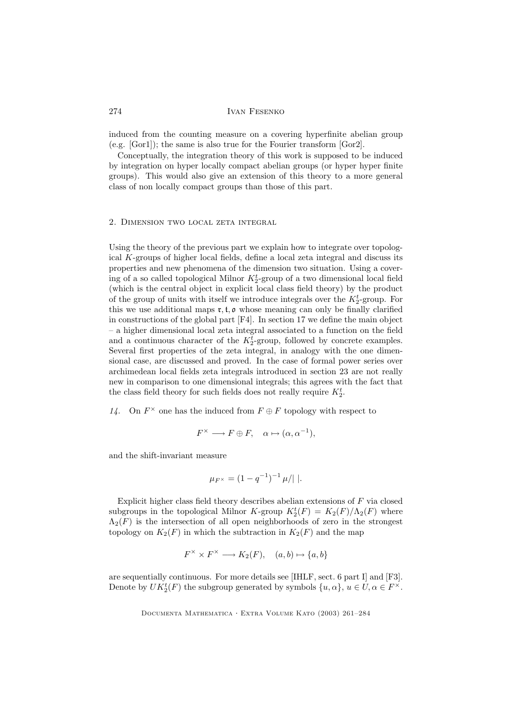induced from the counting measure on a covering hyperfinite abelian group (e.g. [Gor1]); the same is also true for the Fourier transform [Gor2].

Conceptually, the integration theory of this work is supposed to be induced by integration on hyper locally compact abelian groups (or hyper hyper finite groups). This would also give an extension of this theory to a more general class of non locally compact groups than those of this part.

## 2. Dimension two local zeta integral

Using the theory of the previous part we explain how to integrate over topological $K$-groups of higher local fields, define a local zeta integral and discuss its properties and new phenomena of the dimension two situation. Using a covering of a so called topological Milnor $K_2^t$-group of a two dimensional local field (which is the central object in explicit local class field theory) by the product of the group of units with itself we introduce integrals over the $K_2^t$-group. For this we use additional maps $\mathfrak{r}, \mathfrak{t}, \mathfrak{o}$ whose meaning can only be finally clarified in constructions of the global part [F4]. In section 17 we define the main object – a higher dimensional local zeta integral associated to a function on the field and a continuous character of the $K_2^t$-group, followed by concrete examples. Several first properties of the zeta integral, in analogy with the one dimensional case, are discussed and proved. In the case of formal power series over archimedean local fields zeta integrals introduced in section 23 are not really new in comparison to one dimensional integrals; this agrees with the fact that the class field theory for such fields does not really require $K_2^t$.

*14.* On $F^\times$ one has the induced from $F \oplus F$ topology with respect to

$$F^\times \longrightarrow F \oplus F, \quad \alpha \mapsto (\alpha, \alpha^{-1}),$$

and the shift-invariant measure

$$\mu_{F^\times} = (1 - q^{-1})^{-1} \, \mu / | \, |.$$

Explicit higher class field theory describes abelian extensions of $F$ via closed subgroups in the topological Milnor $K$-group $K_2^t(F) = K_2(F)/\Lambda_2(F)$ where $\Lambda_2(F)$ is the intersection of all open neighborhoods of zero in the strongest topology on $K_2(F)$ in which the subtraction in $K_2(F)$ and the map

$$F^\times \times F^\times \longrightarrow K_2(F), \quad (a, b) \mapsto \{a, b\}$$

are sequentially continuous. For more details see [IHLF, sect. 6 part I] and [F3]. Denote by $UK_2^t(F)$ the subgroup generated by symbols $\{u, \alpha\}$, $u \in U, \alpha \in F^\times$.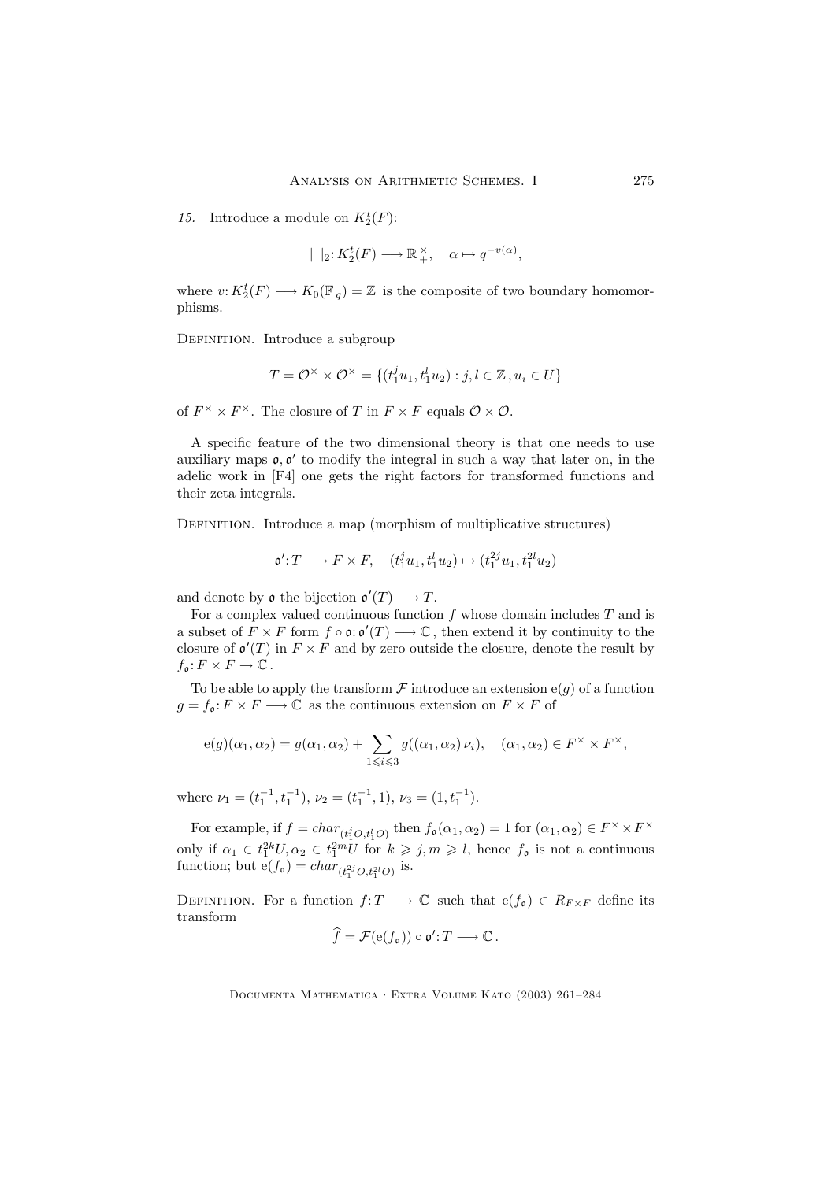*15.* Introduce a module on $K_2^t(F)$:

$$|\ |_2 : K_2^t(F) \longrightarrow \mathbb{R}_+^\times, \quad \alpha \mapsto q^{-v(\alpha)},$$

where $v: K_2^t(F) \longrightarrow K_0(\mathbb{F}_q) = \mathbb{Z}$ is the composite of two boundary homomorphisms.

Definition. Introduce a subgroup

$$T = \mathcal{O}^\times \times \mathcal{O}^\times = \{(t_1^j u_1, t_1^l u_2) : j, l \in \mathbb{Z}, u_i \in U\}$$

of $F^\times \times F^\times$. The closure of $T$ in $F \times F$ equals $\mathcal{O} \times \mathcal{O}$.

A specific feature of the two dimensional theory is that one needs to use auxiliary maps $\mathfrak{o}, \mathfrak{o}'$ to modify the integral in such a way that later on, in the adelic work in [F4] one gets the right factors for transformed functions and their zeta integrals.

Definition. Introduce a map (morphism of multiplicative structures)

$$\mathfrak{o}' : T \longrightarrow F \times F, \quad (t_1^j u_1, t_1^l u_2) \mapsto (t_1^{2j} u_1, t_1^{2l} u_2)$$

and denote by $\mathfrak{o}$ the bijection $\mathfrak{o}'(T) \longrightarrow T$.

For a complex valued continuous function $f$ whose domain includes $T$ and is a subset of $F \times F$ form $f \circ \mathfrak{o} : \mathfrak{o}'(T) \longrightarrow \mathbb{C}$, then extend it by continuity to the closure of $\mathfrak{o}'(T)$ in $F \times F$ and by zero outside the closure, denote the result by $f_\mathfrak{o} : F \times F \to \mathbb{C}$.

To be able to apply the transform $\mathcal{F}$ introduce an extension $\mathrm{e}(g)$ of a function $g = f_\mathfrak{o} : F \times F \longrightarrow \mathbb{C}$ as the continuous extension on $F \times F$ of

$$\mathrm{e}(g)(\alpha_1, \alpha_2) = g(\alpha_1, \alpha_2) + \sum_{1 \leqslant i \leqslant 3} g((\alpha_1, \alpha_2)\, \nu_i), \quad (\alpha_1, \alpha_2) \in F^\times \times F^\times,$$

where $\nu_1 = (t_1^{-1}, t_1^{-1})$, $\nu_2 = (t_1^{-1}, 1)$, $\nu_3 = (1, t_1^{-1})$.

For example, if $f = char_{(t_1^j O, t_1^l O)}$ then $f_\mathfrak{o}(\alpha_1, \alpha_2) = 1$ for $(\alpha_1, \alpha_2) \in F^\times \times F^\times$ only if $\alpha_1 \in t_1^{2k} U, \alpha_2 \in t_1^{2m} U$ for $k \geqslant j, m \geqslant l$, hence $f_\mathfrak{o}$ is not a continuous function; but $\mathrm{e}(f_\mathfrak{o}) = char_{(t_1^{2j} O, t_1^{2l} O)}$ is.

Definition. For a function $f : T \longrightarrow \mathbb{C}$ such that $\mathrm{e}(f_\mathfrak{o}) \in R_{F \times F}$ define its transform

$$\widehat{f} = \mathcal{F}(\mathrm{e}(f_\mathfrak{o})) \circ \mathfrak{o}' : T \longrightarrow \mathbb{C}.$$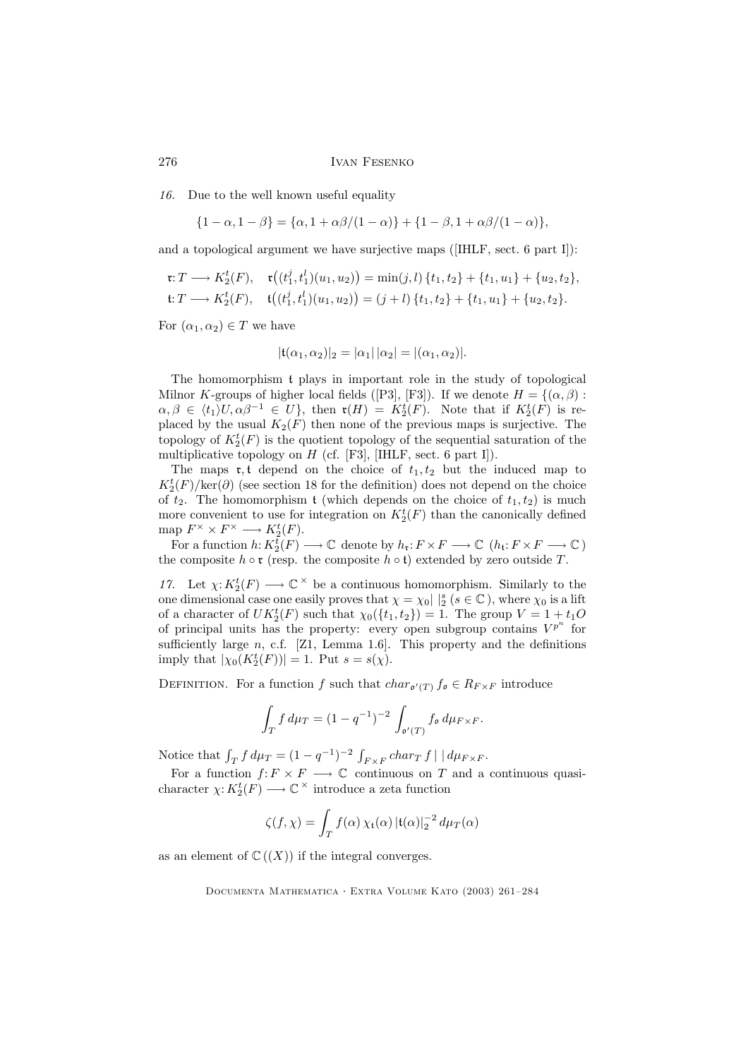*16.* Due to the well known useful equality

$$\{1-\alpha, 1-\beta\} = \{\alpha, 1+\alpha\beta/(1-\alpha)\} + \{1-\beta, 1+\alpha\beta/(1-\alpha)\},$$

and a topological argument we have surjective maps ([IHLF, sect. 6 part I]):

$$\mathfrak{r}\colon T \longrightarrow K_2^t(F), \quad \mathfrak{r}\big((t_1^j, t_1^l)(u_1, u_2)\big) = \min(j,l)\,\{t_1, t_2\} + \{t_1, u_1\} + \{u_2, t_2\},$$

$$\mathfrak{t}\colon T \longrightarrow K_2^t(F), \quad \mathfrak{t}\big((t_1^j, t_1^l)(u_1, u_2)\big) = (j+l)\,\{t_1, t_2\} + \{t_1, u_1\} + \{u_2, t_2\}.$$

For $(\alpha_1, \alpha_2) \in T$ we have

$$|\mathfrak{t}(\alpha_1, \alpha_2)|_2 = |\alpha_1|\,|\alpha_2| = |(\alpha_1, \alpha_2)|.$$

The homomorphism $\mathfrak{t}$ plays in important role in the study of topological Milnor $K$-groups of higher local fields ([P3], [F3]). If we denote $H = \{(\alpha, \beta) : \alpha, \beta \in \langle t_1 \rangle U, \alpha\beta^{-1} \in U\}$, then $\mathfrak{r}(H) = K_2^t(F)$. Note that if $K_2^t(F)$ is replaced by the usual $K_2(F)$ then none of the previous maps is surjective. The topology of $K_2^t(F)$ is the quotient topology of the sequential saturation of the multiplicative topology on $H$ (cf. [F3], [IHLF, sect. 6 part I]).

The maps $\mathfrak{r}, \mathfrak{t}$ depend on the choice of $t_1, t_2$ but the induced map to $K_2^t(F)/\ker(\partial)$ (see section 18 for the definition) does not depend on the choice of $t_2$. The homomorphism $\mathfrak{t}$ (which depends on the choice of $t_1, t_2$) is much more convenient to use for integration on $K_2^t(F)$ than the canonically defined map $F^\times \times F^\times \longrightarrow K_2^t(F)$.

For a function $h\colon K_2^t(F) \longrightarrow \mathbb{C}$ denote by $h_\mathfrak{r}\colon F \times F \longrightarrow \mathbb{C}$ ($h_\mathfrak{t}\colon F \times F \longrightarrow \mathbb{C}$) the composite $h \circ \mathfrak{r}$ (resp. the composite $h \circ \mathfrak{t}$) extended by zero outside $T$.

*17.* Let $\chi\colon K_2^t(F) \longrightarrow \mathbb{C}^\times$ be a continuous homomorphism. Similarly to the one dimensional case one easily proves that $\chi = \chi_0 |\ |_2^s$ ($s \in \mathbb{C}$), where $\chi_0$ is a lift of a character of $UK_2^t(F)$ such that $\chi_0(\{t_1, t_2\}) = 1$. The group $V = 1 + t_1 O$ of principal units has the property: every open subgroup contains $V^{p^n}$ for sufficiently large $n$, c.f. [Z1, Lemma 1.6]. This property and the definitions imply that $|\chi_0(K_2^t(F))| = 1$. Put $s = s(\chi)$.

Definition. For a function $f$ such that $char_{\mathfrak{o}'(T)}\, f_\mathfrak{o} \in R_{F\times F}$ introduce

$$\int_T f\, d\mu_T = (1-q^{-1})^{-2} \int_{\mathfrak{o}'(T)} f_\mathfrak{o}\, d\mu_{F\times F}.$$

Notice that $\int_T f\, d\mu_T = (1-q^{-1})^{-2} \int_{F\times F} char_T\, f\, |\ |\, d\mu_{F\times F}$.

For a function $f\colon F \times F \longrightarrow \mathbb{C}$ continuous on $T$ and a continuous quasi-character $\chi\colon K_2^t(F) \longrightarrow \mathbb{C}^\times$ introduce a zeta function

$$\zeta(f, \chi) = \int_T f(\alpha)\, \chi_\mathfrak{t}(\alpha)\, |\mathfrak{t}(\alpha)|_2^{-2}\, d\mu_T(\alpha)$$

as an element of $\mathbb{C}((X))$ if the integral converges.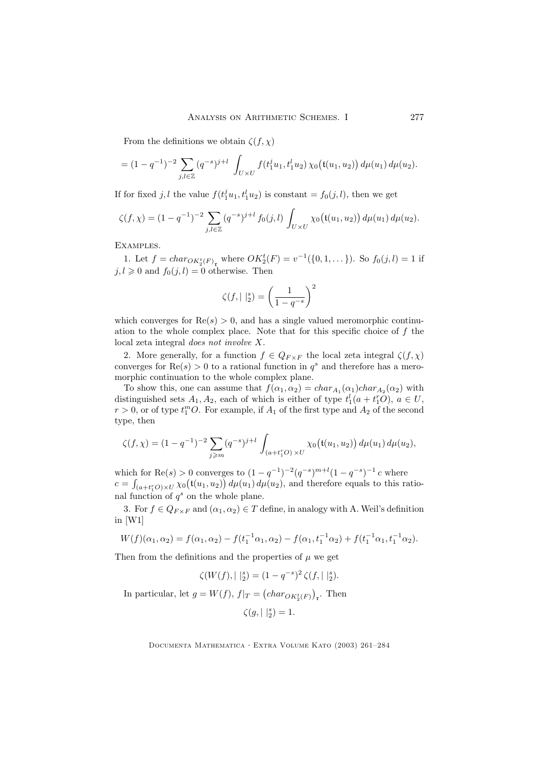From the definitions we obtain $\zeta(f,\chi)$

$$= (1-q^{-1})^{-2} \sum_{j,l\in\mathbb{Z}} (q^{-s})^{j+l} \int_{U\times U} f(t_1^j u_1, t_1^l u_2)\, \chi_0\big(\mathfrak{t}(u_1,u_2)\big)\, d\mu(u_1)\, d\mu(u_2).$$

If for fixed $j,l$ the value $f(t_1^j u_1, t_1^l u_2)$ is constant $= f_0(j,l)$, then we get

$$\zeta(f,\chi) = (1-q^{-1})^{-2} \sum_{j,l\in\mathbb{Z}} (q^{-s})^{j+l} f_0(j,l) \int_{U\times U} \chi_0\big(\mathfrak{t}(u_1,u_2)\big)\, d\mu(u_1)\, d\mu(u_2).$$

Examples.

1. Let $f = char_{OK_2^t(F)_{\mathfrak{r}}}$ where $OK_2^t(F) = v^{-1}(\{0,1,\dots\})$. So $f_0(j,l)=1$ if $j,l\geqslant 0$ and $f_0(j,l)=0$ otherwise. Then

$$\zeta(f, |\;|_2^s) = \left(\frac{1}{1-q^{-s}}\right)^2$$

which converges for $\mathrm{Re}(s)>0$, and has a single valued meromorphic continuation to the whole complex place. Note that for this specific choice of $f$ the local zeta integral *does not involve* $X$.

2. More generally, for a function $f\in Q_{F\times F}$ the local zeta integral $\zeta(f,\chi)$ converges for $\mathrm{Re}(s)>0$ to a rational function in $q^s$ and therefore has a meromorphic continuation to the whole complex plane.

To show this, one can assume that $f(\alpha_1,\alpha_2) = char_{A_1}(\alpha_1) char_{A_2}(\alpha_2)$ with distinguished sets $A_1, A_2$, each of which is either of type $t_1^l(a+t_1^r O)$, $a\in U$, $r>0$, or of type $t_1^m O$. For example, if $A_1$ of the first type and $A_2$ of the second type, then

$$\zeta(f,\chi) = (1-q^{-1})^{-2} \sum_{j\geqslant m} (q^{-s})^{j+l} \int_{(a+t_1^r O)\,\times U} \chi_0\big(\mathfrak{t}(u_1,u_2)\big)\, d\mu(u_1)\, d\mu(u_2),$$

which for $\mathrm{Re}(s)>0$ converges to $(1-q^{-1})^{-2}(q^{-s})^{m+l}(1-q^{-s})^{-1}\, c$ where $c = \int_{(a+t_1^r O)\times U} \chi_0\big(\mathfrak{t}(u_1,u_2)\big)\, d\mu(u_1)\, d\mu(u_2)$, and therefore equals to this rational function of $q^s$ on the whole plane.

3. For $f\in Q_{F\times F}$ and $(\alpha_1,\alpha_2)\in T$ define, in analogy with A. Weil's definition in [W1]

$$W(f)(\alpha_1,\alpha_2) = f(\alpha_1,\alpha_2) - f(t_1^{-1}\alpha_1,\alpha_2) - f(\alpha_1, t_1^{-1}\alpha_2) + f(t_1^{-1}\alpha_1, t_1^{-1}\alpha_2).$$

Then from the definitions and the properties of $\mu$ we get

$$\zeta(W(f), |\;|_2^s) = (1-q^{-s})^2\, \zeta(f, |\;|_2^s).$$

In particular, let $g = W(f)$, $f|_T = \big(char_{OK_2^t(F)}\big)_{\mathfrak{r}}$. Then

$$\zeta(g, |\;|_2^s) = 1.$$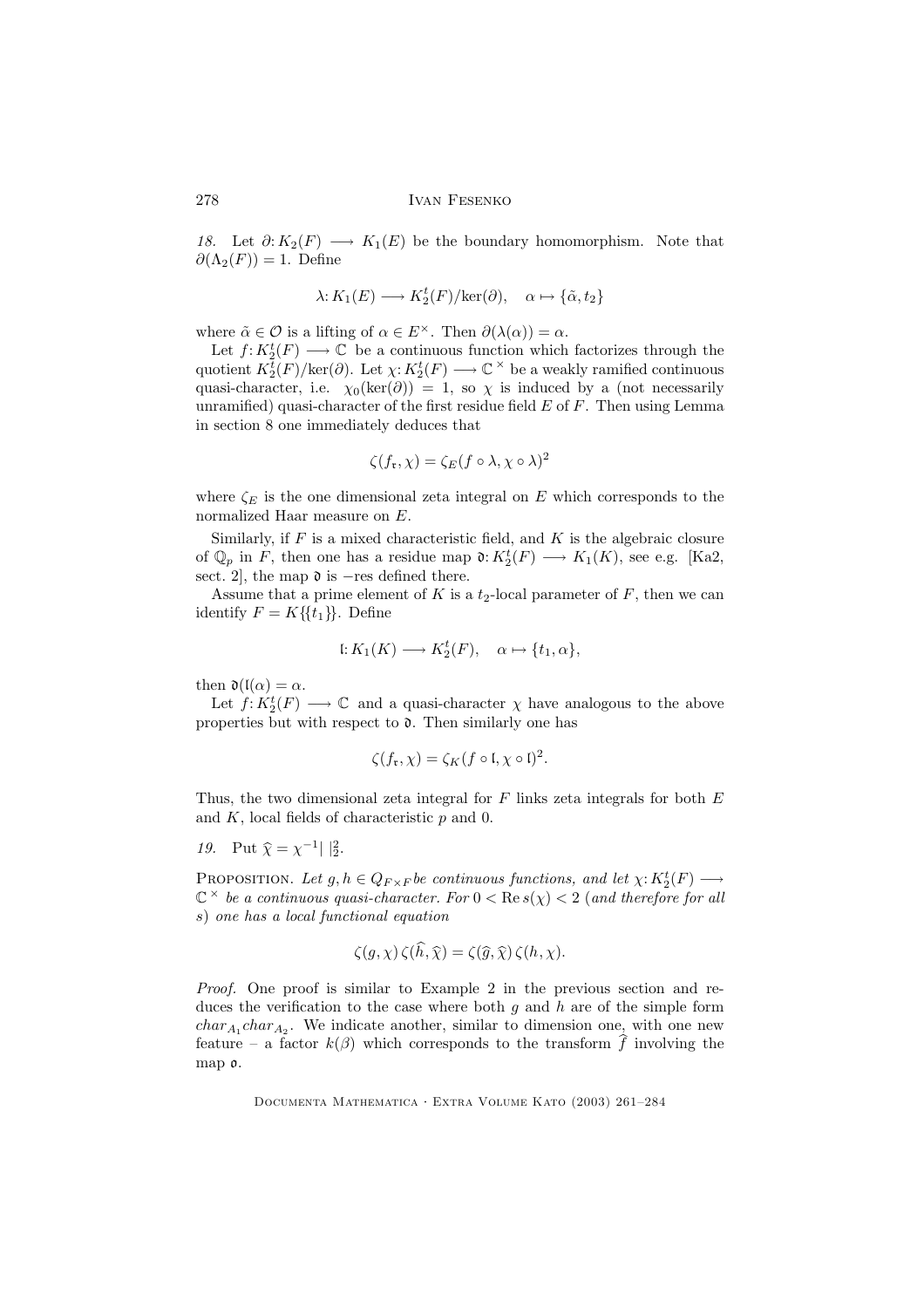*18.* Let $\partial\colon K_2(F) \longrightarrow K_1(E)$ be the boundary homomorphism. Note that $\partial(\Lambda_2(F)) = 1$. Define

$$\lambda\colon K_1(E) \longrightarrow K_2^t(F)/\ker(\partial), \quad \alpha \mapsto \{\tilde{\alpha}, t_2\}$$

where $\tilde{\alpha} \in \mathcal{O}$ is a lifting of $\alpha \in E^\times$. Then $\partial(\lambda(\alpha)) = \alpha$.

Let $f\colon K_2^t(F) \longrightarrow \mathbb{C}$ be a continuous function which factorizes through the quotient $K_2^t(F)/\ker(\partial)$. Let $\chi\colon K_2^t(F) \longrightarrow \mathbb{C}^\times$ be a weakly ramified continuous quasi-character, i.e. $\chi_0(\ker(\partial)) = 1$, so $\chi$ is induced by a (not necessarily unramified) quasi-character of the first residue field $E$ of $F$. Then using Lemma in section 8 one immediately deduces that

$$\zeta(f_\mathfrak{r}, \chi) = \zeta_E(f \circ \lambda, \chi \circ \lambda)^2$$

where $\zeta_E$ is the one dimensional zeta integral on $E$ which corresponds to the normalized Haar measure on $E$.

Similarly, if $F$ is a mixed characteristic field, and $K$ is the algebraic closure of $\mathbb{Q}_p$ in $F$, then one has a residue map $\mathfrak{d}\colon K_2^t(F) \longrightarrow K_1(K)$, see e.g. [Ka2, sect. 2], the map $\mathfrak{d}$ is $-$res defined there.

Assume that a prime element of $K$ is a $t_2$-local parameter of $F$, then we can identify $F = K\{\{t_1\}\}$. Define

$$\mathfrak{l}\colon K_1(K) \longrightarrow K_2^t(F), \quad \alpha \mapsto \{t_1, \alpha\},$$

then $\mathfrak{d}(\mathfrak{l}(\alpha) = \alpha$.

Let $f\colon K_2^t(F) \longrightarrow \mathbb{C}$ and a quasi-character $\chi$ have analogous to the above properties but with respect to $\mathfrak{d}$. Then similarly one has

$$\zeta(f_\mathfrak{r}, \chi) = \zeta_K(f \circ \mathfrak{l}, \chi \circ \mathfrak{l})^2.$$

Thus, the two dimensional zeta integral for $F$ links zeta integrals for both $E$ and $K$, local fields of characteristic $p$ and 0.

*19.* Put $\widehat{\chi} = \chi^{-1} |\ |_2^2$.

PROPOSITION. *Let $g, h \in Q_{F\times F}$ be continuous functions, and let $\chi\colon K_2^t(F) \longrightarrow \mathbb{C}^\times$ be a continuous quasi-character. For $0 < \operatorname{Re} s(\chi) < 2$ (and therefore for all $s$) one has a local functional equation*

$$\zeta(g, \chi)\, \zeta(\widehat{h}, \widehat{\chi}) = \zeta(\widehat{g}, \widehat{\chi})\, \zeta(h, \chi).$$

*Proof.* One proof is similar to Example 2 in the previous section and reduces the verification to the case where both $g$ and $h$ are of the simple form $char_{A_1} char_{A_2}$. We indicate another, similar to dimension one, with one new feature – a factor $k(\beta)$ which corresponds to the transform $\widehat{f}$ involving the map $\mathfrak{o}$.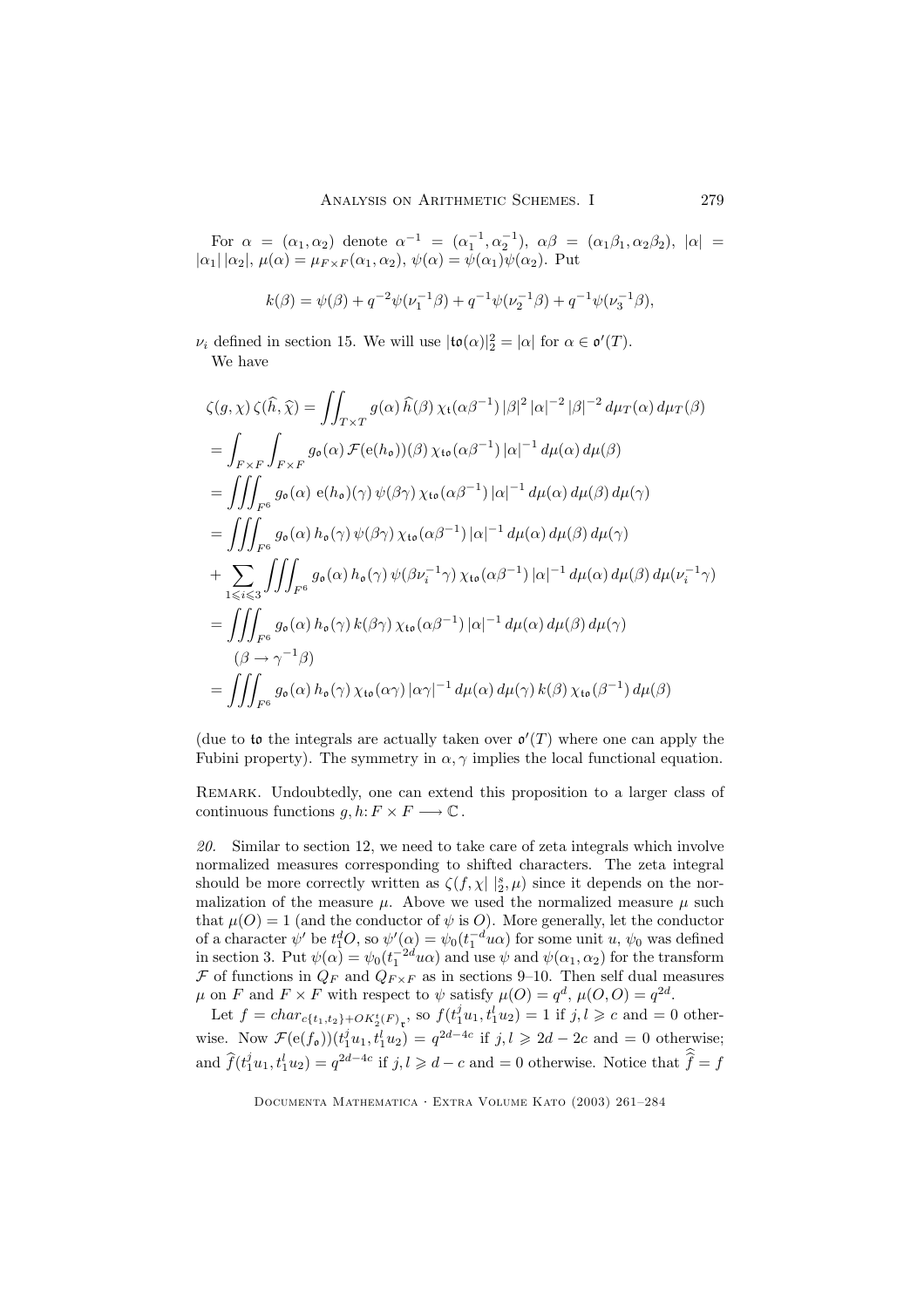For $\alpha = (\alpha_1, \alpha_2)$ denote $\alpha^{-1} = (\alpha_1^{-1}, \alpha_2^{-1})$, $\alpha\beta = (\alpha_1\beta_1, \alpha_2\beta_2)$, $|\alpha| = |\alpha_1|\,|\alpha_2|$, $\mu(\alpha) = \mu_{F\times F}(\alpha_1, \alpha_2)$, $\psi(\alpha) = \psi(\alpha_1)\psi(\alpha_2)$. Put

$$k(\beta) = \psi(\beta) + q^{-2}\psi(\nu_1^{-1}\beta) + q^{-1}\psi(\nu_2^{-1}\beta) + q^{-1}\psi(\nu_3^{-1}\beta),$$

$\nu_i$ defined in section 15. We will use $|\mathfrak{to}(\alpha)|_2^2 = |\alpha|$ for $\alpha \in \mathfrak{o}'(T)$.

We have

$$\begin{aligned}
\zeta(g,\chi)\,\zeta(\widehat{h},\widehat{\chi}) &= \iint_{T\times T} g(\alpha)\,\widehat{h}(\beta)\,\chi_{\mathfrak{t}}(\alpha\beta^{-1})\,|\beta|^2\,|\alpha|^{-2}\,|\beta|^{-2}\,d\mu_T(\alpha)\,d\mu_T(\beta)\\
&= \int_{F\times F}\int_{F\times F} g_{\mathfrak{o}}(\alpha)\,\mathcal{F}(\mathrm{e}(h_{\mathfrak{o}}))(\beta)\,\chi_{\mathfrak{to}}(\alpha\beta^{-1})\,|\alpha|^{-1}\,d\mu(\alpha)\,d\mu(\beta)\\
&= \iiint_{F^6} g_{\mathfrak{o}}(\alpha)\,\mathrm{e}(h_{\mathfrak{o}})(\gamma)\,\psi(\beta\gamma)\,\chi_{\mathfrak{to}}(\alpha\beta^{-1})\,|\alpha|^{-1}\,d\mu(\alpha)\,d\mu(\beta)\,d\mu(\gamma)\\
&= \iiint_{F^6} g_{\mathfrak{o}}(\alpha)\,h_{\mathfrak{o}}(\gamma)\,\psi(\beta\gamma)\,\chi_{\mathfrak{to}}(\alpha\beta^{-1})\,|\alpha|^{-1}\,d\mu(\alpha)\,d\mu(\beta)\,d\mu(\gamma)\\
&+ \sum_{1\leqslant i\leqslant 3}\iiint_{F^6} g_{\mathfrak{o}}(\alpha)\,h_{\mathfrak{o}}(\gamma)\,\psi(\beta\nu_i^{-1}\gamma)\,\chi_{\mathfrak{to}}(\alpha\beta^{-1})\,|\alpha|^{-1}\,d\mu(\alpha)\,d\mu(\beta)\,d\mu(\nu_i^{-1}\gamma)\\
&= \iiint_{F^6} g_{\mathfrak{o}}(\alpha)\,h_{\mathfrak{o}}(\gamma)\,k(\beta\gamma)\,\chi_{\mathfrak{to}}(\alpha\beta^{-1})\,|\alpha|^{-1}\,d\mu(\alpha)\,d\mu(\beta)\,d\mu(\gamma)\\
&\quad (\beta \to \gamma^{-1}\beta)\\
&= \iiint_{F^6} g_{\mathfrak{o}}(\alpha)\,h_{\mathfrak{o}}(\gamma)\,\chi_{\mathfrak{to}}(\alpha\gamma)\,|\alpha\gamma|^{-1}\,d\mu(\alpha)\,d\mu(\gamma)\,k(\beta)\,\chi_{\mathfrak{to}}(\beta^{-1})\,d\mu(\beta)
\end{aligned}$$

(due to $\mathfrak{to}$ the integrals are actually taken over $\mathfrak{o}'(T)$ where one can apply the Fubini property). The symmetry in $\alpha, \gamma$ implies the local functional equation.

Remark. Undoubtedly, one can extend this proposition to a larger class of continuous functions $g, h\colon F\times F \longrightarrow \mathbb{C}$.

*20.* Similar to section 12, we need to take care of zeta integrals which involve normalized measures corresponding to shifted characters. The zeta integral should be more correctly written as $\zeta(f, \chi|\,|_2^s, \mu)$ since it depends on the normalization of the measure $\mu$. Above we used the normalized measure $\mu$ such that $\mu(O) = 1$ (and the conductor of $\psi$ is $O$). More generally, let the conductor of a character $\psi'$ be $t_1^d O$, so $\psi'(\alpha) = \psi_0(t_1^{-d}u\alpha)$ for some unit $u$, $\psi_0$ was defined in section 3. Put $\psi(\alpha) = \psi_0(t_1^{-2d}u\alpha)$ and use $\psi$ and $\psi(\alpha_1, \alpha_2)$ for the transform $\mathcal{F}$ of functions in $Q_F$ and $Q_{F\times F}$ as in sections 9–10. Then self dual measures $\mu$ on $F$ and $F\times F$ with respect to $\psi$ satisfy $\mu(O) = q^d$, $\mu(O, O) = q^{2d}$.

Let $f = char_{c\{t_1,t_2\}+OK_2^t(F)_{\mathfrak{r}}}$, so $f(t_1^j u_1, t_1^l u_2) = 1$ if $j, l \geqslant c$ and $= 0$ otherwise. Now $\mathcal{F}(\mathrm{e}(f_{\mathfrak{o}}))(t_1^j u_1, t_1^l u_2) = q^{2d-4c}$ if $j, l \geqslant 2d - 2c$ and $= 0$ otherwise; and $\widehat{f}(t_1^j u_1, t_1^l u_2) = q^{2d-4c}$ if $j, l \geqslant d - c$ and $= 0$ otherwise. Notice that $\widehat{\widehat{f}} = f$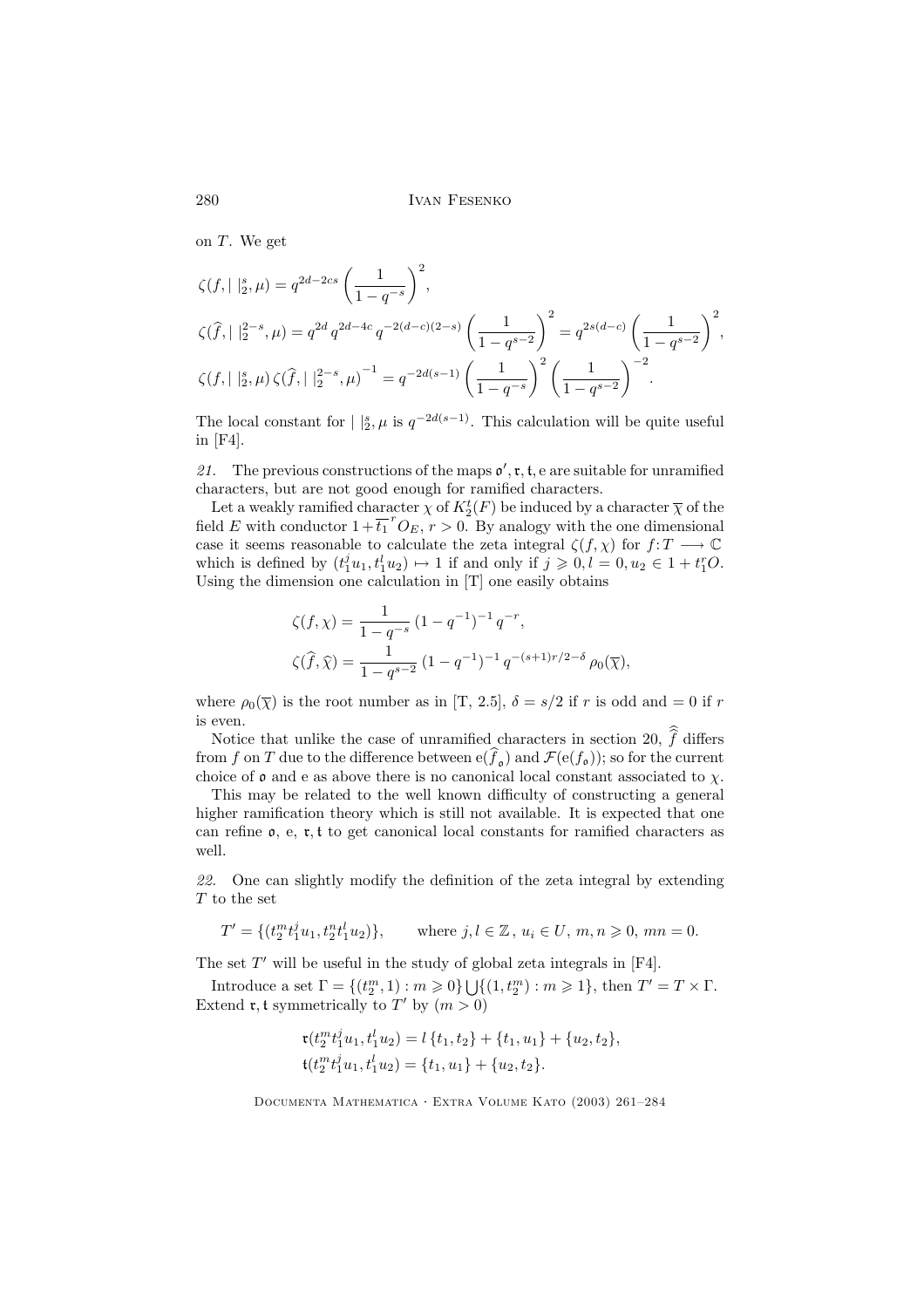on $T$. We get

$$\zeta(f, |\ |_2^s, \mu) = q^{2d-2cs} \left(\frac{1}{1-q^{-s}}\right)^2,$$

$$\zeta(\widehat{f}, |\ |_2^{2-s}, \mu) = q^{2d}\, q^{2d-4c}\, q^{-2(d-c)(2-s)} \left(\frac{1}{1-q^{s-2}}\right)^2 = q^{2s(d-c)} \left(\frac{1}{1-q^{s-2}}\right)^2,$$

$$\zeta(f, |\ |_2^s, \mu)\, \zeta(\widehat{f}, |\ |_2^{2-s}, \mu)^{-1} = q^{-2d(s-1)} \left(\frac{1}{1-q^{-s}}\right)^2 \left(\frac{1}{1-q^{s-2}}\right)^{-2}.$$

The local constant for $|\ |_2^s, \mu$ is $q^{-2d(s-1)}$. This calculation will be quite useful in [F4].

*21.* The previous constructions of the maps $\mathfrak{o}', \mathfrak{r}, \mathfrak{t}, \mathrm{e}$ are suitable for unramified characters, but are not good enough for ramified characters.

Let a weakly ramified character $\chi$ of $K_2^t(F)$ be induced by a character $\overline{\chi}$ of the field $E$ with conductor $1+\overline{t_1}^{\,r} O_E$, $r>0$. By analogy with the one dimensional case it seems reasonable to calculate the zeta integral $\zeta(f,\chi)$ for $f\colon T \longrightarrow \mathbb{C}$ which is defined by $(t_1^j u_1, t_1^l u_2) \mapsto 1$ if and only if $j \geqslant 0, l=0, u_2 \in 1+t_1^r O$. Using the dimension one calculation in [T] one easily obtains

$$\zeta(f,\chi) = \frac{1}{1-q^{-s}}\,(1-q^{-1})^{-1}\, q^{-r},$$

$$\zeta(\widehat{f},\widehat{\chi}) = \frac{1}{1-q^{s-2}}\,(1-q^{-1})^{-1}\, q^{-(s+1)r/2-\delta}\, \rho_0(\overline{\chi}),$$

where $\rho_0(\overline{\chi})$ is the root number as in [T, 2.5], $\delta = s/2$ if $r$ is odd and $=0$ if $r$ is even.

Notice that unlike the case of unramified characters in section 20, $\widehat{\widehat{f}}$ differs from $f$ on $T$ due to the difference between $\mathrm{e}(\widehat{f}_{\mathfrak{o}})$ and $\mathcal{F}(\mathrm{e}(f_{\mathfrak{o}}))$; so for the current choice of $\mathfrak{o}$ and $\mathrm{e}$ as above there is no canonical local constant associated to $\chi$.

This may be related to the well known difficulty of constructing a general higher ramification theory which is still not available. It is expected that one can refine $\mathfrak{o}$, $\mathrm{e}$, $\mathfrak{r}, \mathfrak{t}$ to get canonical local constants for ramified characters as well.

*22.* One can slightly modify the definition of the zeta integral by extending $T$ to the set

$$T' = \{(t_2^m t_1^j u_1, t_2^n t_1^l u_2)\}, \qquad \text{where } j,l \in \mathbb{Z},\ u_i \in U,\ m,n \geqslant 0,\ mn=0.$$

The set $T'$ will be useful in the study of global zeta integrals in [F4].

Introduce a set $\Gamma = \{(t_2^m, 1) : m \geqslant 0\} \bigcup \{(1, t_2^m) : m \geqslant 1\}$, then $T' = T \times \Gamma$. Extend $\mathfrak{r}, \mathfrak{t}$ symmetrically to $T'$ by $(m>0)$

$$\mathfrak{r}(t_2^m t_1^j u_1, t_1^l u_2) = l\,\{t_1,t_2\} + \{t_1,u_1\} + \{u_2,t_2\},$$

$$\mathfrak{t}(t_2^m t_1^j u_1, t_1^l u_2) = \{t_1,u_1\} + \{u_2,t_2\}.$$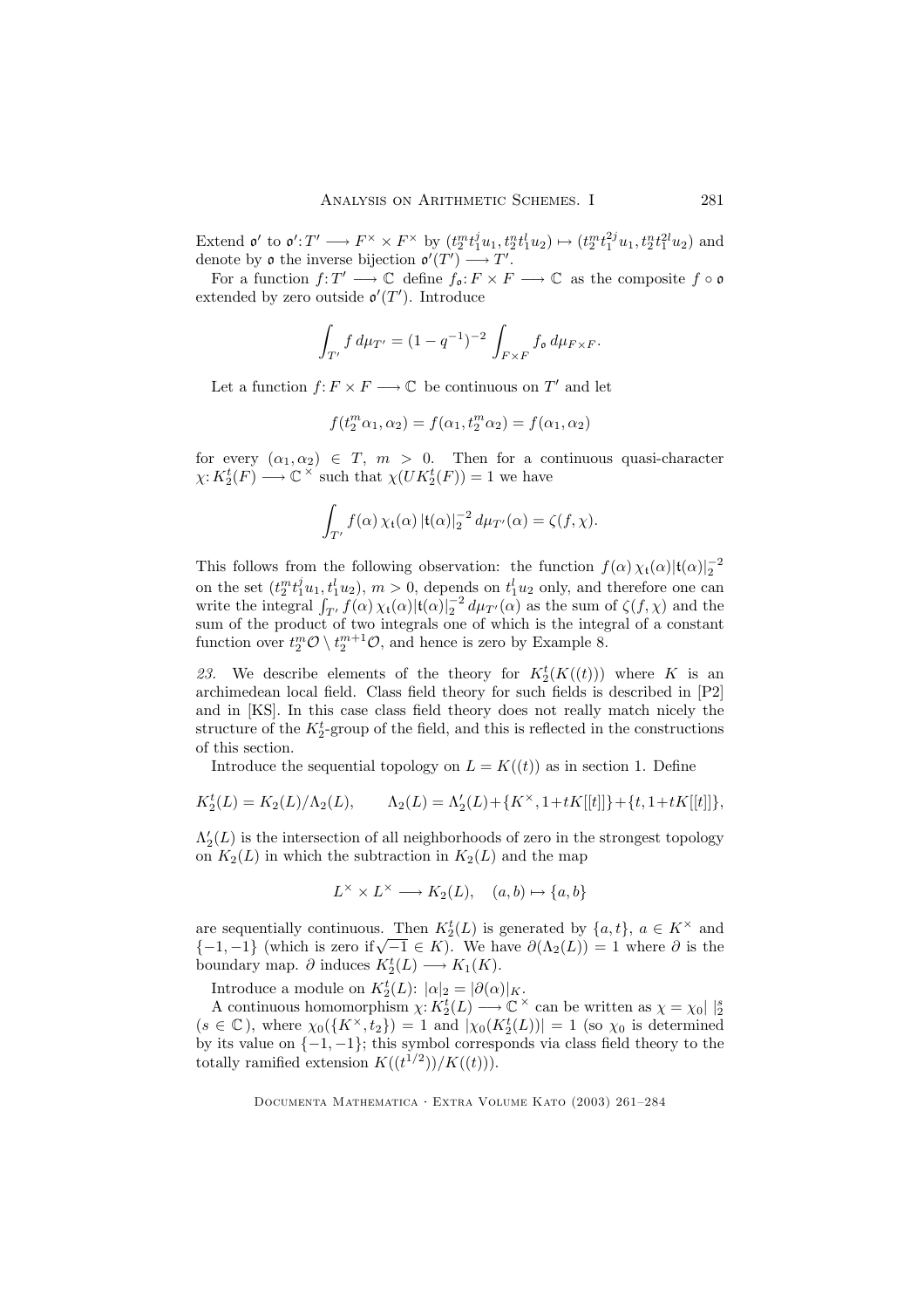Extend $\mathfrak{o}'$ to $\mathfrak{o}': T' \longrightarrow F^\times \times F^\times$ by $(t_2^m t_1^j u_1, t_2^n t_1^l u_2) \mapsto (t_2^m t_1^{2j} u_1, t_2^n t_1^{2l} u_2)$ and denote by $\mathfrak{o}$ the inverse bijection $\mathfrak{o}'(T') \longrightarrow T'$.

For a function $f: T' \longrightarrow \mathbb{C}$ define $f_\mathfrak{o}: F \times F \longrightarrow \mathbb{C}$ as the composite $f \circ \mathfrak{o}$ extended by zero outside $\mathfrak{o}'(T')$. Introduce

$$\int_{T'} f \, d\mu_{T'} = (1 - q^{-1})^{-2} \int_{F \times F} f_\mathfrak{o} \, d\mu_{F \times F}.$$

Let a function $f: F \times F \longrightarrow \mathbb{C}$ be continuous on $T'$ and let

$$f(t_2^m \alpha_1, \alpha_2) = f(\alpha_1, t_2^m \alpha_2) = f(\alpha_1, \alpha_2)$$

for every $(\alpha_1, \alpha_2) \in T$, $m > 0$. Then for a continuous quasi-character $\chi: K_2^t(F) \longrightarrow \mathbb{C}^\times$ such that $\chi(UK_2^t(F)) = 1$ we have

$$\int_{T'} f(\alpha) \, \chi_\mathfrak{t}(\alpha) \, |\mathfrak{t}(\alpha)|_2^{-2} \, d\mu_{T'}(\alpha) = \zeta(f, \chi).$$

This follows from the following observation: the function $f(\alpha) \, \chi_\mathfrak{t}(\alpha) |\mathfrak{t}(\alpha)|_2^{-2}$ on the set $(t_2^m t_1^j u_1, t_1^l u_2)$, $m > 0$, depends on $t_1^l u_2$ only, and therefore one can write the integral $\int_{T'} f(\alpha) \, \chi_\mathfrak{t}(\alpha) |\mathfrak{t}(\alpha)|_2^{-2} \, d\mu_{T'}(\alpha)$ as the sum of $\zeta(f, \chi)$ and the sum of the product of two integrals one of which is the integral of a constant function over $t_2^m \mathcal{O} \setminus t_2^{m+1} \mathcal{O}$, and hence is zero by Example 8.

*23.* We describe elements of the theory for $K_2^t(K((t)))$ where $K$ is an archimedean local field. Class field theory for such fields is described in [P2] and in [KS]. In this case class field theory does not really match nicely the structure of the $K_2^t$-group of the field, and this is reflected in the constructions of this section.

Introduce the sequential topology on $L = K((t))$ as in section 1. Define

$$K_2^t(L) = K_2(L)/\Lambda_2(L), \qquad \Lambda_2(L) = \Lambda_2'(L) + \{K^\times, 1 + tK[[t]]\} + \{t, 1 + tK[[t]]\},$$

$\Lambda_2'(L)$ is the intersection of all neighborhoods of zero in the strongest topology on $K_2(L)$ in which the subtraction in $K_2(L)$ and the map

$$L^\times \times L^\times \longrightarrow K_2(L), \quad (a, b) \mapsto \{a, b\}$$

are sequentially continuous. Then $K_2^t(L)$ is generated by $\{a, t\}$, $a \in K^\times$ and $\{-1, -1\}$ (which is zero if $\sqrt{-1} \in K$). We have $\partial(\Lambda_2(L)) = 1$ where $\partial$ is the boundary map. $\partial$ induces $K_2^t(L) \longrightarrow K_1(K)$.

Introduce a module on $K_2^t(L)$: $|\alpha|_2 = |\partial(\alpha)|_K$.

A continuous homomorphism $\chi: K_2^t(L) \longrightarrow \mathbb{C}^\times$ can be written as $\chi = \chi_0 | \; |_2^s$ ($s \in \mathbb{C}$), where $\chi_0(\{K^\times, t_2\}) = 1$ and $|\chi_0(K_2^t(L))| = 1$ (so $\chi_0$ is determined by its value on $\{-1, -1\}$; this symbol corresponds via class field theory to the totally ramified extension $K((t^{1/2}))/K((t))$.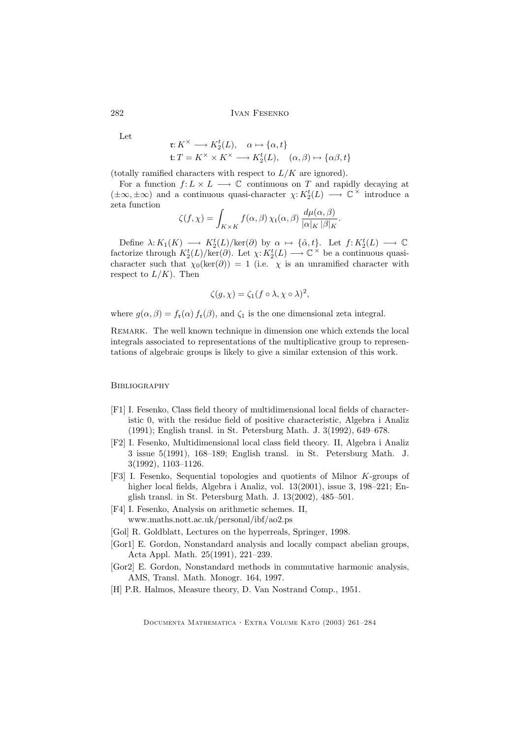Let

$$\mathfrak{r}\colon K^\times \longrightarrow K_2^t(L), \quad \alpha \mapsto \{\alpha, t\}$$
$$\mathfrak{t}\colon T = K^\times \times K^\times \longrightarrow K_2^t(L), \quad (\alpha,\beta) \mapsto \{\alpha\beta, t\}$$

(totally ramified characters with respect to $L/K$ are ignored).

For a function $f\colon L \times L \longrightarrow \mathbb{C}$ continuous on $T$ and rapidly decaying at $(\pm\infty, \pm\infty)$ and a continuous quasi-character $\chi\colon K_2^t(L) \longrightarrow \mathbb{C}^\times$ introduce a zeta function

$$\zeta(f,\chi) = \int_{K\times K} f(\alpha,\beta)\, \chi_{\mathfrak{t}}(\alpha,\beta)\, \frac{d\mu(\alpha,\beta)}{|\alpha|_K\, |\beta|_K}.$$

Define $\lambda\colon K_1(K) \longrightarrow K_2^t(L)/\ker(\partial)$ by $\alpha \mapsto \{\tilde\alpha, t\}$. Let $f\colon K_2^t(L) \longrightarrow \mathbb{C}$ factorize through $K_2^t(L)/\ker(\partial)$. Let $\chi\colon K_2^t(L) \longrightarrow \mathbb{C}^\times$ be a continuous quasi-character such that $\chi_0(\ker(\partial)) = 1$ (i.e. $\chi$ is an unramified character with respect to $L/K$). Then

$$\zeta(g,\chi) = \zeta_1(f\circ\lambda, \chi\circ\lambda)^2,$$

where $g(\alpha,\beta) = f_{\mathfrak{r}}(\alpha)\, f_{\mathfrak{r}}(\beta)$, and $\zeta_1$ is the one dimensional zeta integral.

Remark. The well known technique in dimension one which extends the local integrals associated to representations of the multiplicative group to representations of algebraic groups is likely to give a similar extension of this work.

## Bibliography

[F1] I. Fesenko, Class field theory of multidimensional local fields of characteristic 0, with the residue field of positive characteristic, Algebra i Analiz (1991); English transl. in St. Petersburg Math. J. 3(1992), 649–678.

[F2] I. Fesenko, Multidimensional local class field theory. II, Algebra i Analiz 3 issue 5(1991), 168–189; English transl. in St. Petersburg Math. J. 3(1992), 1103–1126.

[F3] I. Fesenko, Sequential topologies and quotients of Milnor $K$-groups of higher local fields, Algebra i Analiz, vol. 13(2001), issue 3, 198–221; English transl. in St. Petersburg Math. J. 13(2002), 485–501.

[F4] I. Fesenko, Analysis on arithmetic schemes. II, www.maths.nott.ac.uk/personal/ibf/ao2.ps

[Gol] R. Goldblatt, Lectures on the hyperreals, Springer, 1998.

[Gor1] E. Gordon, Nonstandard analysis and locally compact abelian groups, Acta Appl. Math. 25(1991), 221–239.

[Gor2] E. Gordon, Nonstandard methods in commutative harmonic analysis, AMS, Transl. Math. Monogr. 164, 1997.

[H] P.R. Halmos, Measure theory, D. Van Nostrand Comp., 1951.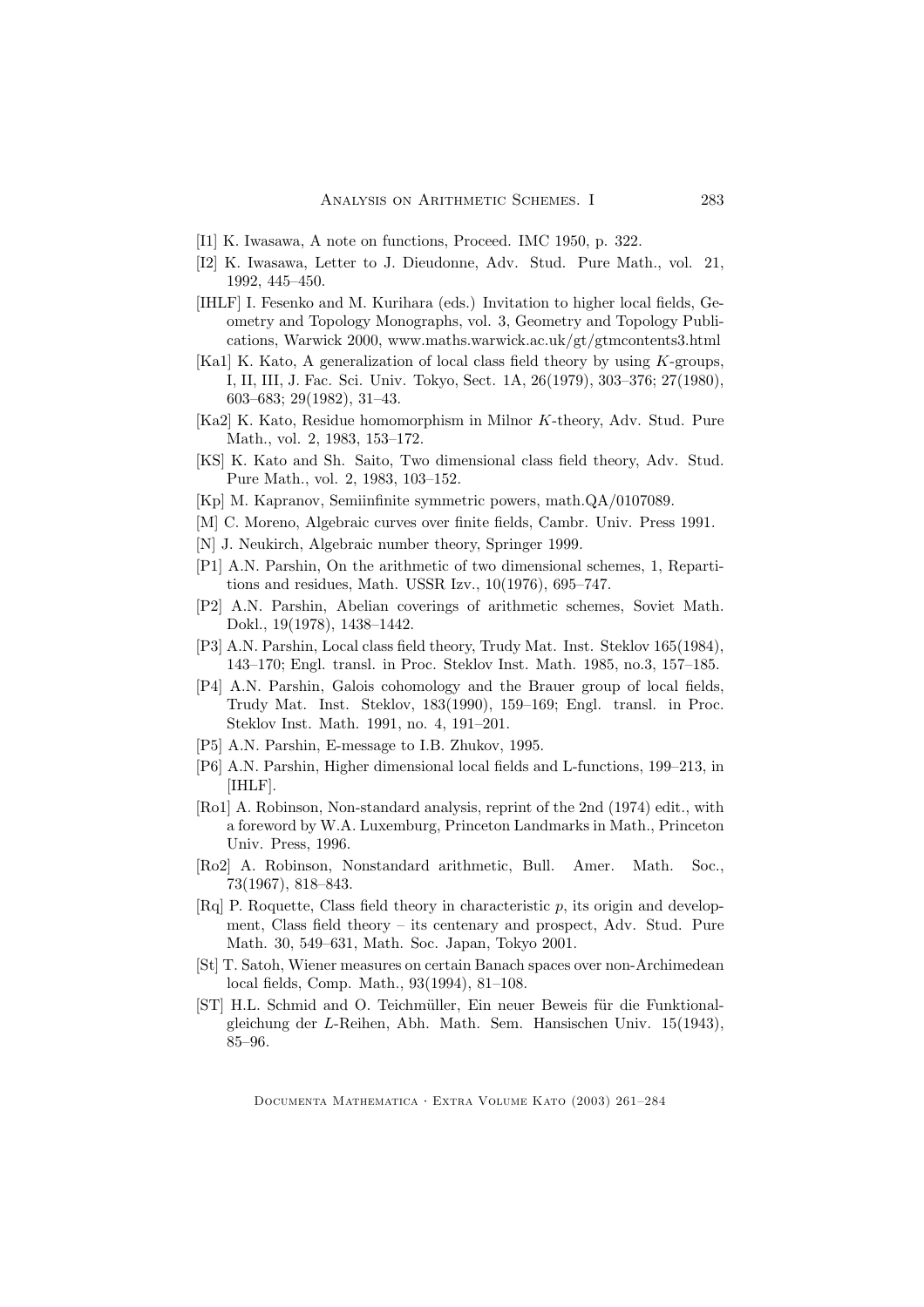[I1] K. Iwasawa, A note on functions, Proceed. IMC 1950, p. 322.

[I2] K. Iwasawa, Letter to J. Dieudonne, Adv. Stud. Pure Math., vol. 21, 1992, 445–450.

[IHLF] I. Fesenko and M. Kurihara (eds.) Invitation to higher local fields, Geometry and Topology Monographs, vol. 3, Geometry and Topology Publications, Warwick 2000, www.maths.warwick.ac.uk/gt/gtmcontents3.html

[Ka1] K. Kato, A generalization of local class field theory by using $K$-groups, I, II, III, J. Fac. Sci. Univ. Tokyo, Sect. 1A, 26(1979), 303–376; 27(1980), 603–683; 29(1982), 31–43.

[Ka2] K. Kato, Residue homomorphism in Milnor $K$-theory, Adv. Stud. Pure Math., vol. 2, 1983, 153–172.

[KS] K. Kato and Sh. Saito, Two dimensional class field theory, Adv. Stud. Pure Math., vol. 2, 1983, 103–152.

[Kp] M. Kapranov, Semiinfinite symmetric powers, math.QA/0107089.

[M] C. Moreno, Algebraic curves over finite fields, Cambr. Univ. Press 1991.

[N] J. Neukirch, Algebraic number theory, Springer 1999.

[P1] A.N. Parshin, On the arithmetic of two dimensional schemes, 1, Repartitions and residues, Math. USSR Izv., 10(1976), 695–747.

[P2] A.N. Parshin, Abelian coverings of arithmetic schemes, Soviet Math. Dokl., 19(1978), 1438–1442.

[P3] A.N. Parshin, Local class field theory, Trudy Mat. Inst. Steklov 165(1984), 143–170; Engl. transl. in Proc. Steklov Inst. Math. 1985, no.3, 157–185.

[P4] A.N. Parshin, Galois cohomology and the Brauer group of local fields, Trudy Mat. Inst. Steklov, 183(1990), 159–169; Engl. transl. in Proc. Steklov Inst. Math. 1991, no. 4, 191–201.

[P5] A.N. Parshin, E-message to I.B. Zhukov, 1995.

[P6] A.N. Parshin, Higher dimensional local fields and L-functions, 199–213, in [IHLF].

[Ro1] A. Robinson, Non-standard analysis, reprint of the 2nd (1974) edit., with a foreword by W.A. Luxemburg, Princeton Landmarks in Math., Princeton Univ. Press, 1996.

[Ro2] A. Robinson, Nonstandard arithmetic, Bull. Amer. Math. Soc., 73(1967), 818–843.

[Rq] P. Roquette, Class field theory in characteristic $p$, its origin and development, Class field theory – its centenary and prospect, Adv. Stud. Pure Math. 30, 549–631, Math. Soc. Japan, Tokyo 2001.

[St] T. Satoh, Wiener measures on certain Banach spaces over non-Archimedean local fields, Comp. Math., 93(1994), 81–108.

[ST] H.L. Schmid and O. Teichmüller, Ein neuer Beweis für die Funktionalgleichung der $L$-Reihen, Abh. Math. Sem. Hansischen Univ. 15(1943), 85–96.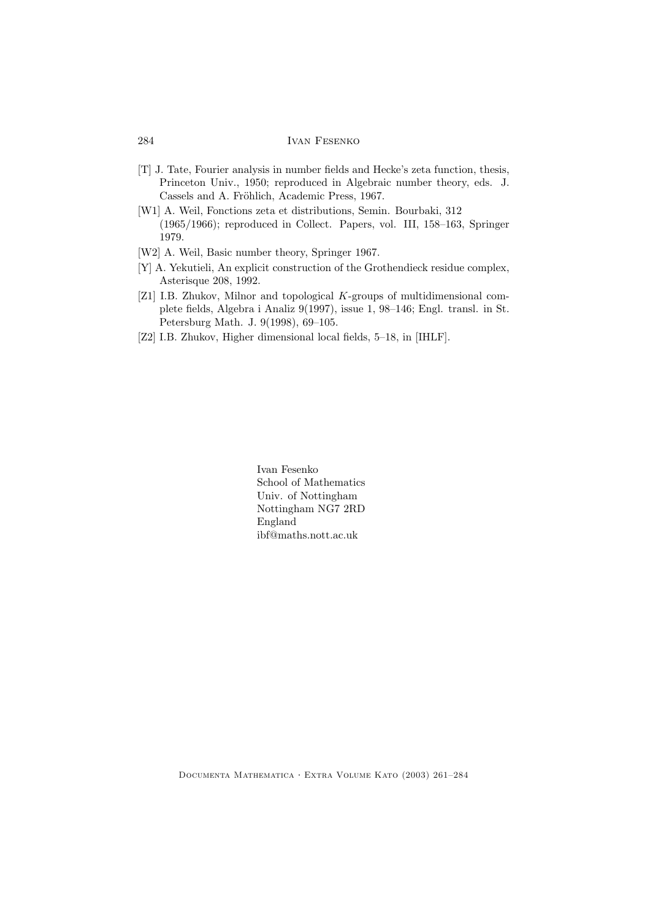[T] J. Tate, Fourier analysis in number fields and Hecke's zeta function, thesis, Princeton Univ., 1950; reproduced in Algebraic number theory, eds. J. Cassels and A. Fröhlich, Academic Press, 1967.

[W1] A. Weil, Fonctions zeta et distributions, Semin. Bourbaki, 312 (1965/1966); reproduced in Collect. Papers, vol. III, 158–163, Springer 1979.

[W2] A. Weil, Basic number theory, Springer 1967.

[Y] A. Yekutieli, An explicit construction of the Grothendieck residue complex, Asterisque 208, 1992.

[Z1] I.B. Zhukov, Milnor and topological $K$-groups of multidimensional complete fields, Algebra i Analiz 9(1997), issue 1, 98–146; Engl. transl. in St. Petersburg Math. J. 9(1998), 69–105.

[Z2] I.B. Zhukov, Higher dimensional local fields, 5–18, in [IHLF].

Ivan Fesenko
School of Mathematics
Univ. of Nottingham
Nottingham NG7 2RD
England
ibf@maths.nott.ac.uk